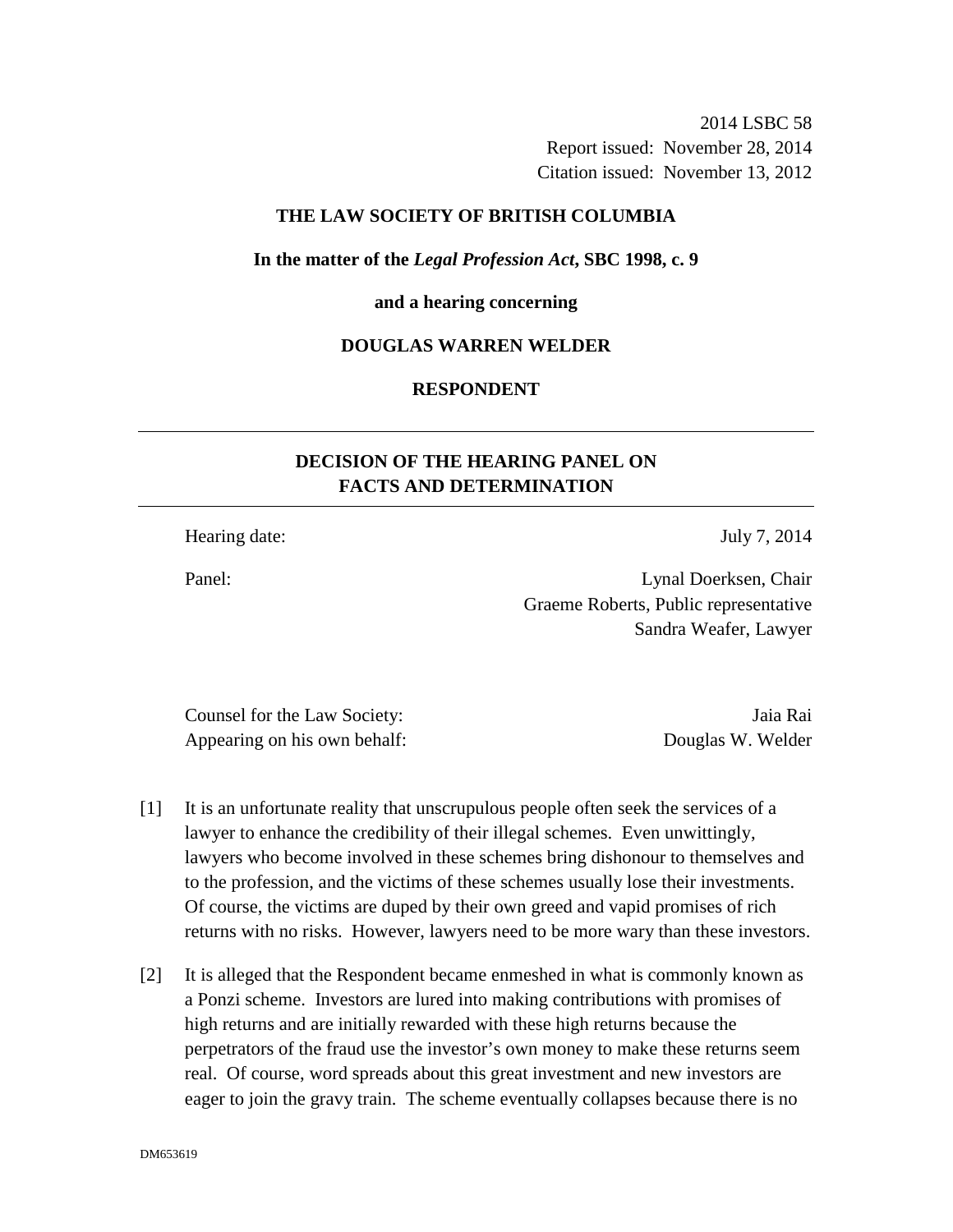2014 LSBC 58
Report issued: November 28, 2014
Citation issued: November 13, 2012

**THE LAW SOCIETY OF BRITISH COLUMBIA**

**In the matter of the *Legal Profession Act*, SBC 1998, c. 9**

**and a hearing concerning**

**DOUGLAS WARREN WELDER**

**RESPONDENT**

---

## DECISION OF THE HEARING PANEL ON FACTS AND DETERMINATION

---

Hearing date: July 7, 2014

Panel: Lynal Doerksen, Chair
Graeme Roberts, Public representative
Sandra Weafer, Lawyer

Counsel for the Law Society: Jaia Rai
Appearing on his own behalf: Douglas W. Welder

[1] It is an unfortunate reality that unscrupulous people often seek the services of a lawyer to enhance the credibility of their illegal schemes. Even unwittingly, lawyers who become involved in these schemes bring dishonour to themselves and to the profession, and the victims of these schemes usually lose their investments. Of course, the victims are duped by their own greed and vapid promises of rich returns with no risks. However, lawyers need to be more wary than these investors.

[2] It is alleged that the Respondent became enmeshed in what is commonly known as a Ponzi scheme. Investors are lured into making contributions with promises of high returns and are initially rewarded with these high returns because the perpetrators of the fraud use the investor's own money to make these returns seem real. Of course, word spreads about this great investment and new investors are eager to join the gravy train. The scheme eventually collapses because there is no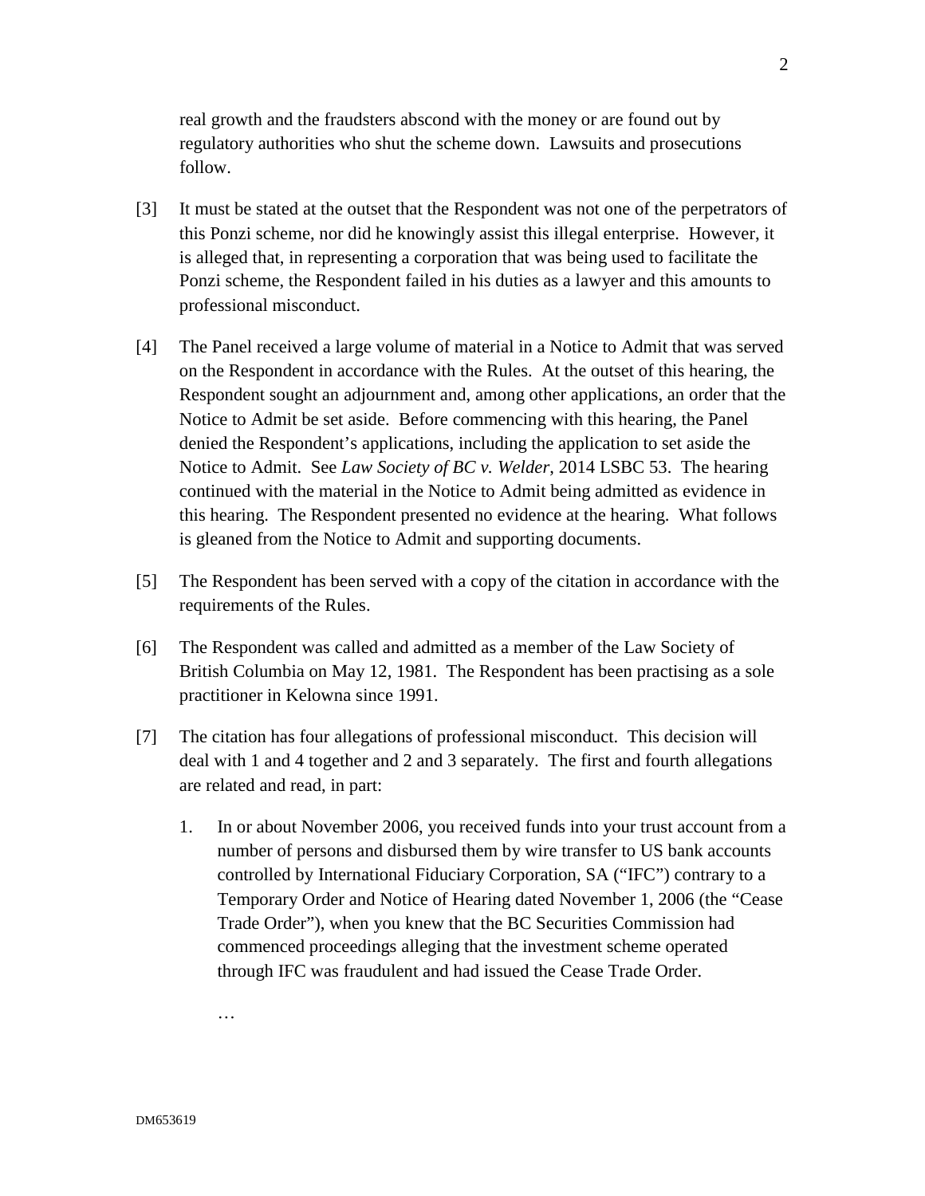real growth and the fraudsters abscond with the money or are found out by regulatory authorities who shut the scheme down. Lawsuits and prosecutions follow.

[3] It must be stated at the outset that the Respondent was not one of the perpetrators of this Ponzi scheme, nor did he knowingly assist this illegal enterprise. However, it is alleged that, in representing a corporation that was being used to facilitate the Ponzi scheme, the Respondent failed in his duties as a lawyer and this amounts to professional misconduct.

[4] The Panel received a large volume of material in a Notice to Admit that was served on the Respondent in accordance with the Rules. At the outset of this hearing, the Respondent sought an adjournment and, among other applications, an order that the Notice to Admit be set aside. Before commencing with this hearing, the Panel denied the Respondent's applications, including the application to set aside the Notice to Admit. See *Law Society of BC v. Welder*, 2014 LSBC 53. The hearing continued with the material in the Notice to Admit being admitted as evidence in this hearing. The Respondent presented no evidence at the hearing. What follows is gleaned from the Notice to Admit and supporting documents.

[5] The Respondent has been served with a copy of the citation in accordance with the requirements of the Rules.

[6] The Respondent was called and admitted as a member of the Law Society of British Columbia on May 12, 1981. The Respondent has been practising as a sole practitioner in Kelowna since 1991.

[7] The citation has four allegations of professional misconduct. This decision will deal with 1 and 4 together and 2 and 3 separately. The first and fourth allegations are related and read, in part:

1. In or about November 2006, you received funds into your trust account from a number of persons and disbursed them by wire transfer to US bank accounts controlled by International Fiduciary Corporation, SA ("IFC") contrary to a Temporary Order and Notice of Hearing dated November 1, 2006 (the "Cease Trade Order"), when you knew that the BC Securities Commission had commenced proceedings alleging that the investment scheme operated through IFC was fraudulent and had issued the Cease Trade Order.

…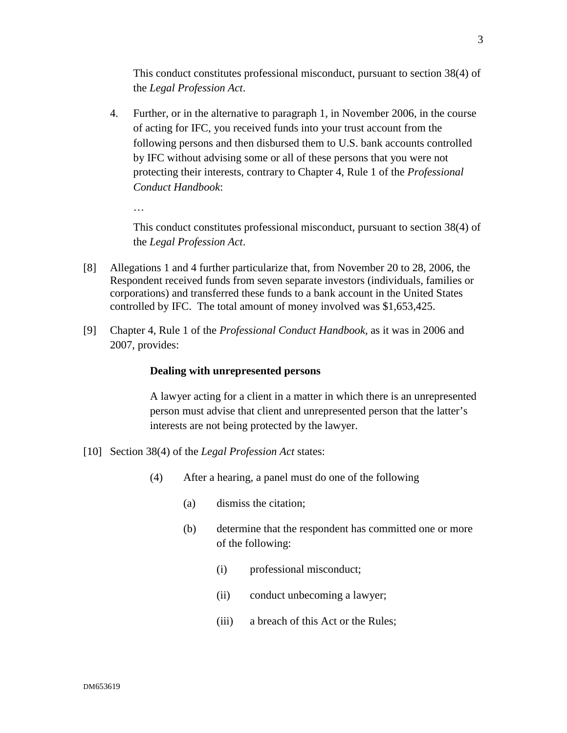This conduct constitutes professional misconduct, pursuant to section 38(4) of the *Legal Profession Act*.

4. Further, or in the alternative to paragraph 1, in November 2006, in the course of acting for IFC, you received funds into your trust account from the following persons and then disbursed them to U.S. bank accounts controlled by IFC without advising some or all of these persons that you were not protecting their interests, contrary to Chapter 4, Rule 1 of the *Professional Conduct Handbook*:

   …

   This conduct constitutes professional misconduct, pursuant to section 38(4) of the *Legal Profession Act*.

[8] Allegations 1 and 4 further particularize that, from November 20 to 28, 2006, the Respondent received funds from seven separate investors (individuals, families or corporations) and transferred these funds to a bank account in the United States controlled by IFC. The total amount of money involved was $1,653,425.

[9] Chapter 4, Rule 1 of the *Professional Conduct Handbook*, as it was in 2006 and 2007, provides:

> **Dealing with unrepresented persons**
>
> A lawyer acting for a client in a matter in which there is an unrepresented person must advise that client and unrepresented person that the latter's interests are not being protected by the lawyer.

[10] Section 38(4) of the *Legal Profession Act* states:

> (4) After a hearing, a panel must do one of the following
>
> (a) dismiss the citation;
>
> (b) determine that the respondent has committed one or more of the following:
>
> (i) professional misconduct;
>
> (ii) conduct unbecoming a lawyer;
>
> (iii) a breach of this Act or the Rules;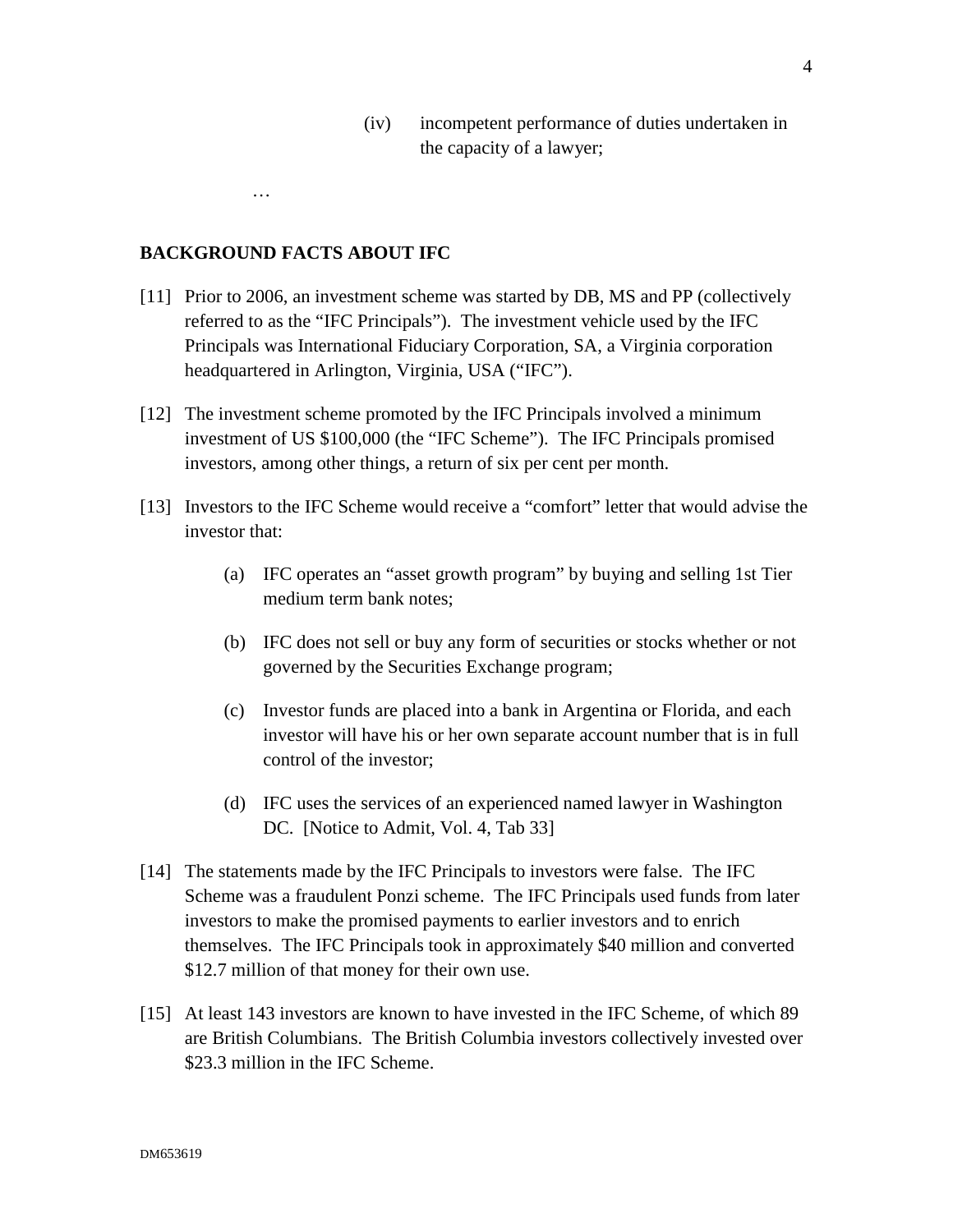(iv) incompetent performance of duties undertaken in the capacity of a lawyer;

…

## BACKGROUND FACTS ABOUT IFC

[11] Prior to 2006, an investment scheme was started by DB, MS and PP (collectively referred to as the "IFC Principals"). The investment vehicle used by the IFC Principals was International Fiduciary Corporation, SA, a Virginia corporation headquartered in Arlington, Virginia, USA ("IFC").

[12] The investment scheme promoted by the IFC Principals involved a minimum investment of US $100,000 (the "IFC Scheme"). The IFC Principals promised investors, among other things, a return of six per cent per month.

[13] Investors to the IFC Scheme would receive a "comfort" letter that would advise the investor that:

(a) IFC operates an "asset growth program" by buying and selling 1st Tier medium term bank notes;

(b) IFC does not sell or buy any form of securities or stocks whether or not governed by the Securities Exchange program;

(c) Investor funds are placed into a bank in Argentina or Florida, and each investor will have his or her own separate account number that is in full control of the investor;

(d) IFC uses the services of an experienced named lawyer in Washington DC. [Notice to Admit, Vol. 4, Tab 33]

[14] The statements made by the IFC Principals to investors were false. The IFC Scheme was a fraudulent Ponzi scheme. The IFC Principals used funds from later investors to make the promised payments to earlier investors and to enrich themselves. The IFC Principals took in approximately $40 million and converted $12.7 million of that money for their own use.

[15] At least 143 investors are known to have invested in the IFC Scheme, of which 89 are British Columbians. The British Columbia investors collectively invested over $23.3 million in the IFC Scheme.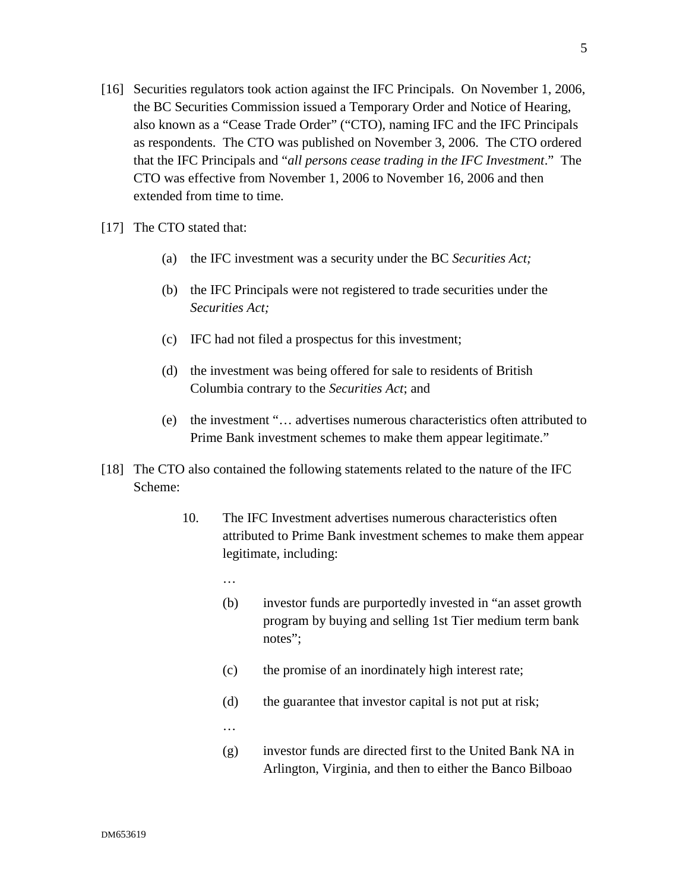[16] Securities regulators took action against the IFC Principals. On November 1, 2006, the BC Securities Commission issued a Temporary Order and Notice of Hearing, also known as a "Cease Trade Order" ("CTO), naming IFC and the IFC Principals as respondents. The CTO was published on November 3, 2006. The CTO ordered that the IFC Principals and "*all persons cease trading in the IFC Investment*." The CTO was effective from November 1, 2006 to November 16, 2006 and then extended from time to time.

[17] The CTO stated that:

> (a) the IFC investment was a security under the BC *Securities Act;*
>
> (b) the IFC Principals were not registered to trade securities under the *Securities Act;*
>
> (c) IFC had not filed a prospectus for this investment;
>
> (d) the investment was being offered for sale to residents of British Columbia contrary to the *Securities Act*; and
>
> (e) the investment "… advertises numerous characteristics often attributed to Prime Bank investment schemes to make them appear legitimate."

[18] The CTO also contained the following statements related to the nature of the IFC Scheme:

> 10. The IFC Investment advertises numerous characteristics often attributed to Prime Bank investment schemes to make them appear legitimate, including:
>
> …
>
> (b) investor funds are purportedly invested in "an asset growth program by buying and selling 1st Tier medium term bank notes";
>
> (c) the promise of an inordinately high interest rate;
>
> (d) the guarantee that investor capital is not put at risk;
>
> …
>
> (g) investor funds are directed first to the United Bank NA in Arlington, Virginia, and then to either the Banco Bilboao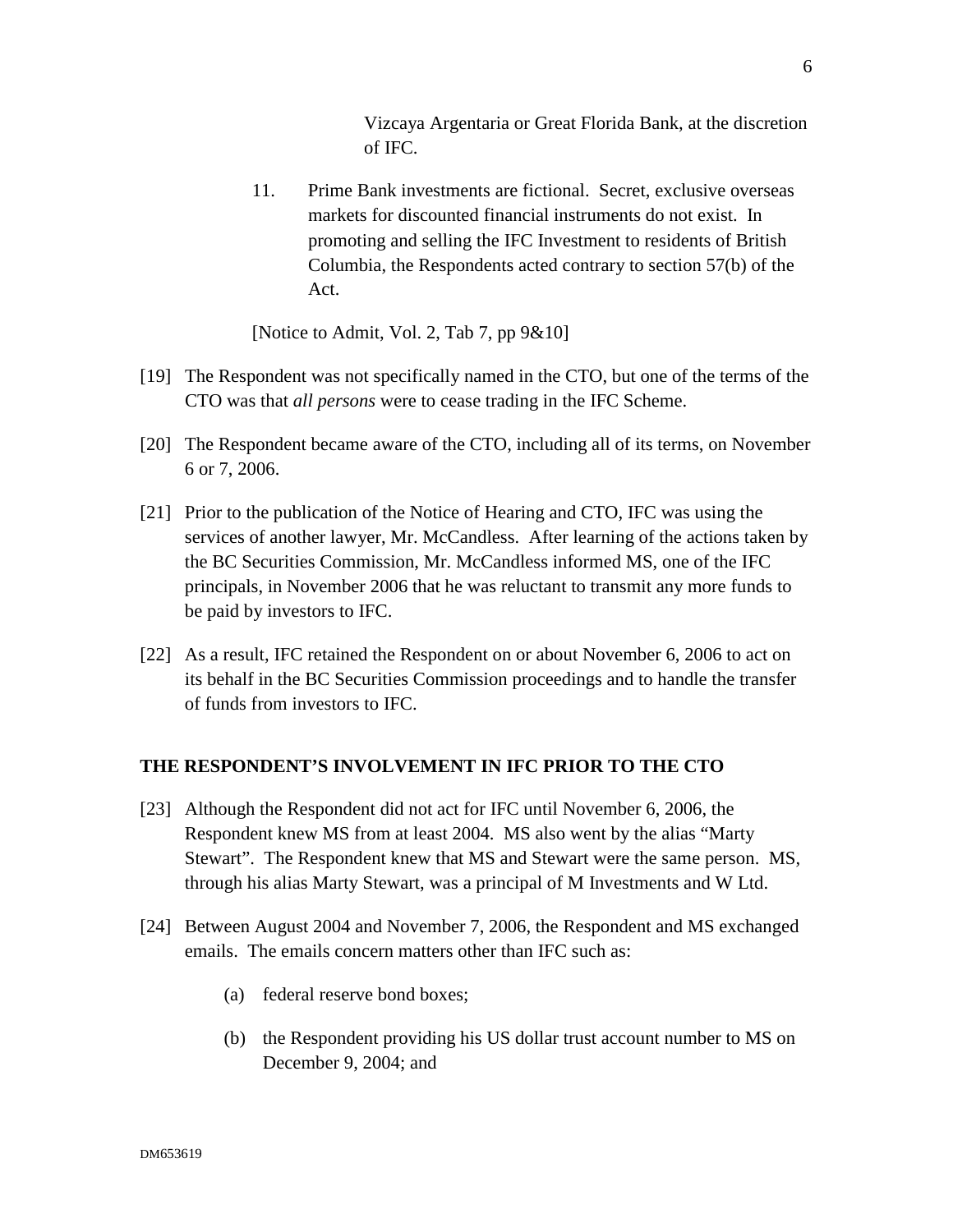Vizcaya Argentaria or Great Florida Bank, at the discretion of IFC.

11. Prime Bank investments are fictional. Secret, exclusive overseas markets for discounted financial instruments do not exist. In promoting and selling the IFC Investment to residents of British Columbia, the Respondents acted contrary to section 57(b) of the Act.

[Notice to Admit, Vol. 2, Tab 7, pp 9&10]

[19] The Respondent was not specifically named in the CTO, but one of the terms of the CTO was that *all persons* were to cease trading in the IFC Scheme.

[20] The Respondent became aware of the CTO, including all of its terms, on November 6 or 7, 2006.

[21] Prior to the publication of the Notice of Hearing and CTO, IFC was using the services of another lawyer, Mr. McCandless. After learning of the actions taken by the BC Securities Commission, Mr. McCandless informed MS, one of the IFC principals, in November 2006 that he was reluctant to transmit any more funds to be paid by investors to IFC.

[22] As a result, IFC retained the Respondent on or about November 6, 2006 to act on its behalf in the BC Securities Commission proceedings and to handle the transfer of funds from investors to IFC.

**THE RESPONDENT'S INVOLVEMENT IN IFC PRIOR TO THE CTO**

[23] Although the Respondent did not act for IFC until November 6, 2006, the Respondent knew MS from at least 2004. MS also went by the alias "Marty Stewart". The Respondent knew that MS and Stewart were the same person. MS, through his alias Marty Stewart, was a principal of M Investments and W Ltd.

[24] Between August 2004 and November 7, 2006, the Respondent and MS exchanged emails. The emails concern matters other than IFC such as:

(a) federal reserve bond boxes;

(b) the Respondent providing his US dollar trust account number to MS on December 9, 2004; and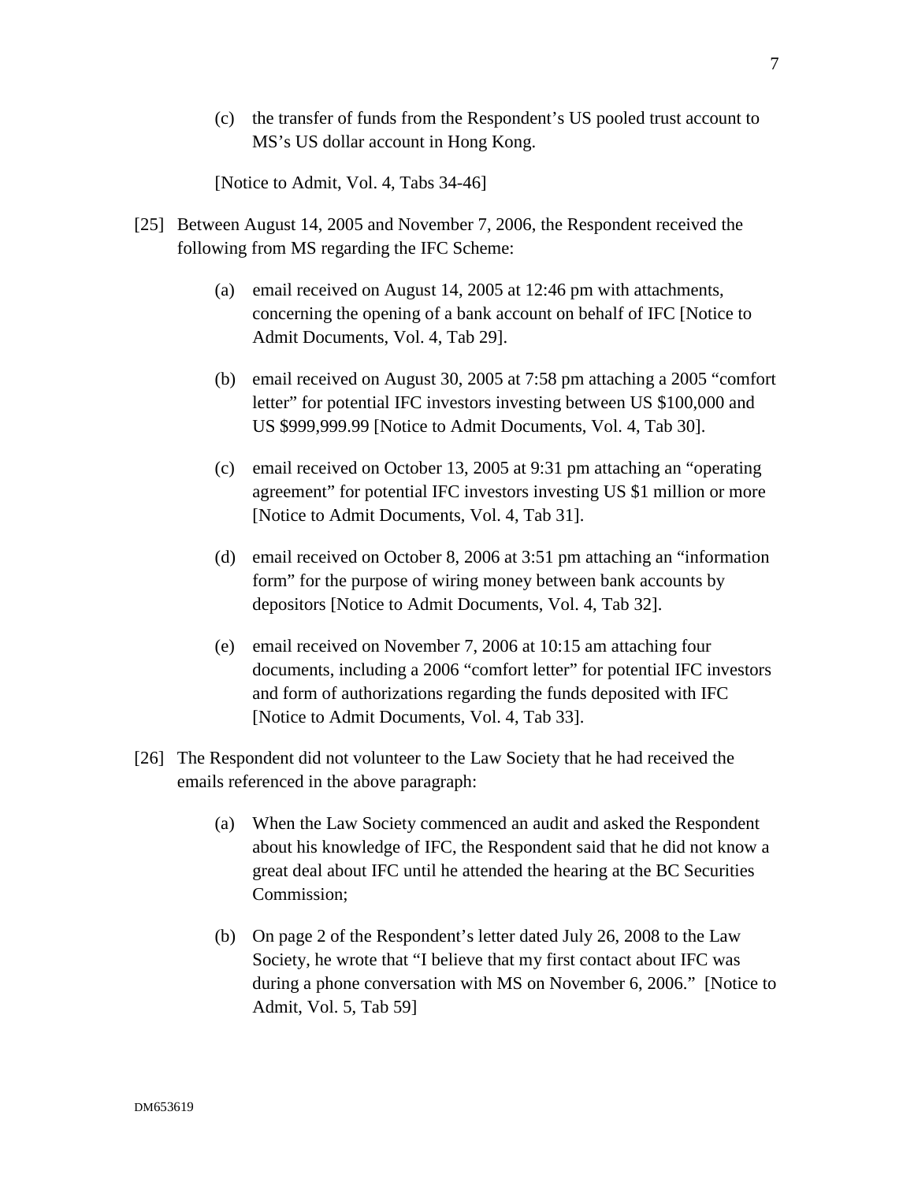(c) the transfer of funds from the Respondent's US pooled trust account to MS's US dollar account in Hong Kong.

[Notice to Admit, Vol. 4, Tabs 34-46]

[25] Between August 14, 2005 and November 7, 2006, the Respondent received the following from MS regarding the IFC Scheme:

(a) email received on August 14, 2005 at 12:46 pm with attachments, concerning the opening of a bank account on behalf of IFC [Notice to Admit Documents, Vol. 4, Tab 29].

(b) email received on August 30, 2005 at 7:58 pm attaching a 2005 "comfort letter" for potential IFC investors investing between US $100,000 and US $999,999.99 [Notice to Admit Documents, Vol. 4, Tab 30].

(c) email received on October 13, 2005 at 9:31 pm attaching an "operating agreement" for potential IFC investors investing US $1 million or more [Notice to Admit Documents, Vol. 4, Tab 31].

(d) email received on October 8, 2006 at 3:51 pm attaching an "information form" for the purpose of wiring money between bank accounts by depositors [Notice to Admit Documents, Vol. 4, Tab 32].

(e) email received on November 7, 2006 at 10:15 am attaching four documents, including a 2006 "comfort letter" for potential IFC investors and form of authorizations regarding the funds deposited with IFC [Notice to Admit Documents, Vol. 4, Tab 33].

[26] The Respondent did not volunteer to the Law Society that he had received the emails referenced in the above paragraph:

(a) When the Law Society commenced an audit and asked the Respondent about his knowledge of IFC, the Respondent said that he did not know a great deal about IFC until he attended the hearing at the BC Securities Commission;

(b) On page 2 of the Respondent's letter dated July 26, 2008 to the Law Society, he wrote that "I believe that my first contact about IFC was during a phone conversation with MS on November 6, 2006." [Notice to Admit, Vol. 5, Tab 59]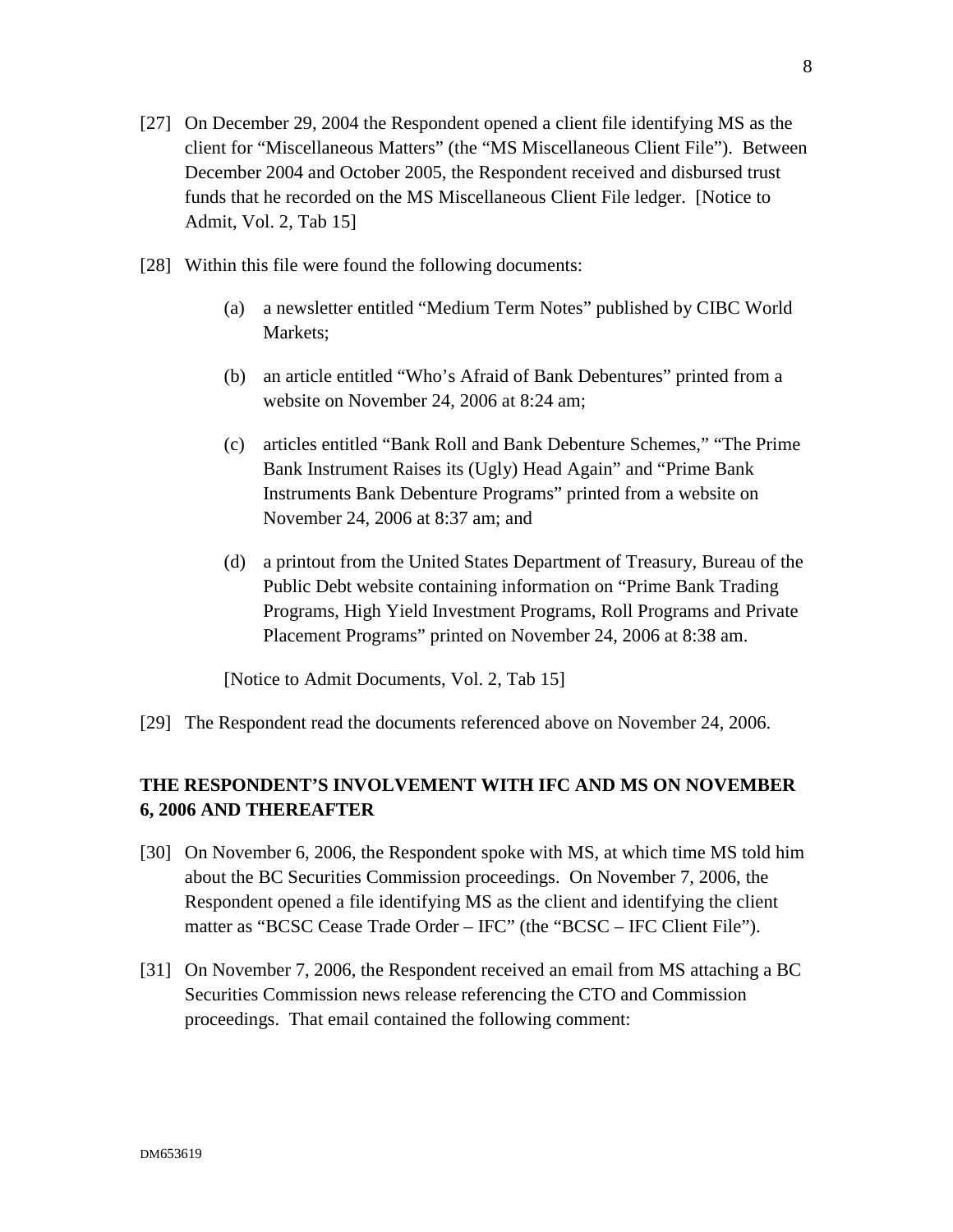[27] On December 29, 2004 the Respondent opened a client file identifying MS as the client for "Miscellaneous Matters" (the "MS Miscellaneous Client File"). Between December 2004 and October 2005, the Respondent received and disbursed trust funds that he recorded on the MS Miscellaneous Client File ledger. [Notice to Admit, Vol. 2, Tab 15]

[28] Within this file were found the following documents:

(a) a newsletter entitled "Medium Term Notes" published by CIBC World Markets;

(b) an article entitled "Who's Afraid of Bank Debentures" printed from a website on November 24, 2006 at 8:24 am;

(c) articles entitled "Bank Roll and Bank Debenture Schemes," "The Prime Bank Instrument Raises its (Ugly) Head Again" and "Prime Bank Instruments Bank Debenture Programs" printed from a website on November 24, 2006 at 8:37 am; and

(d) a printout from the United States Department of Treasury, Bureau of the Public Debt website containing information on "Prime Bank Trading Programs, High Yield Investment Programs, Roll Programs and Private Placement Programs" printed on November 24, 2006 at 8:38 am.

[Notice to Admit Documents, Vol. 2, Tab 15]

[29] The Respondent read the documents referenced above on November 24, 2006.

## THE RESPONDENT'S INVOLVEMENT WITH IFC AND MS ON NOVEMBER 6, 2006 AND THEREAFTER

[30] On November 6, 2006, the Respondent spoke with MS, at which time MS told him about the BC Securities Commission proceedings. On November 7, 2006, the Respondent opened a file identifying MS as the client and identifying the client matter as "BCSC Cease Trade Order – IFC" (the "BCSC – IFC Client File").

[31] On November 7, 2006, the Respondent received an email from MS attaching a BC Securities Commission news release referencing the CTO and Commission proceedings. That email contained the following comment: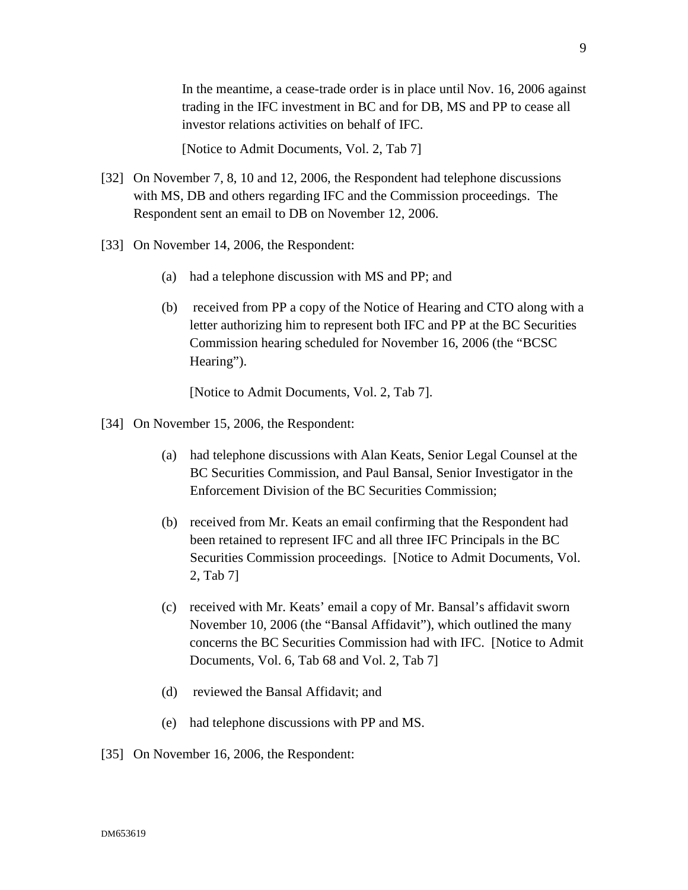> In the meantime, a cease-trade order is in place until Nov. 16, 2006 against trading in the IFC investment in BC and for DB, MS and PP to cease all investor relations activities on behalf of IFC.
>
> [Notice to Admit Documents, Vol. 2, Tab 7]

[32] On November 7, 8, 10 and 12, 2006, the Respondent had telephone discussions with MS, DB and others regarding IFC and the Commission proceedings. The Respondent sent an email to DB on November 12, 2006.

[33] On November 14, 2006, the Respondent:

(a) had a telephone discussion with MS and PP; and

(b) received from PP a copy of the Notice of Hearing and CTO along with a letter authorizing him to represent both IFC and PP at the BC Securities Commission hearing scheduled for November 16, 2006 (the "BCSC Hearing").

[Notice to Admit Documents, Vol. 2, Tab 7].

[34] On November 15, 2006, the Respondent:

(a) had telephone discussions with Alan Keats, Senior Legal Counsel at the BC Securities Commission, and Paul Bansal, Senior Investigator in the Enforcement Division of the BC Securities Commission;

(b) received from Mr. Keats an email confirming that the Respondent had been retained to represent IFC and all three IFC Principals in the BC Securities Commission proceedings. [Notice to Admit Documents, Vol. 2, Tab 7]

(c) received with Mr. Keats' email a copy of Mr. Bansal's affidavit sworn November 10, 2006 (the "Bansal Affidavit"), which outlined the many concerns the BC Securities Commission had with IFC. [Notice to Admit Documents, Vol. 6, Tab 68 and Vol. 2, Tab 7]

(d) reviewed the Bansal Affidavit; and

(e) had telephone discussions with PP and MS.

[35] On November 16, 2006, the Respondent: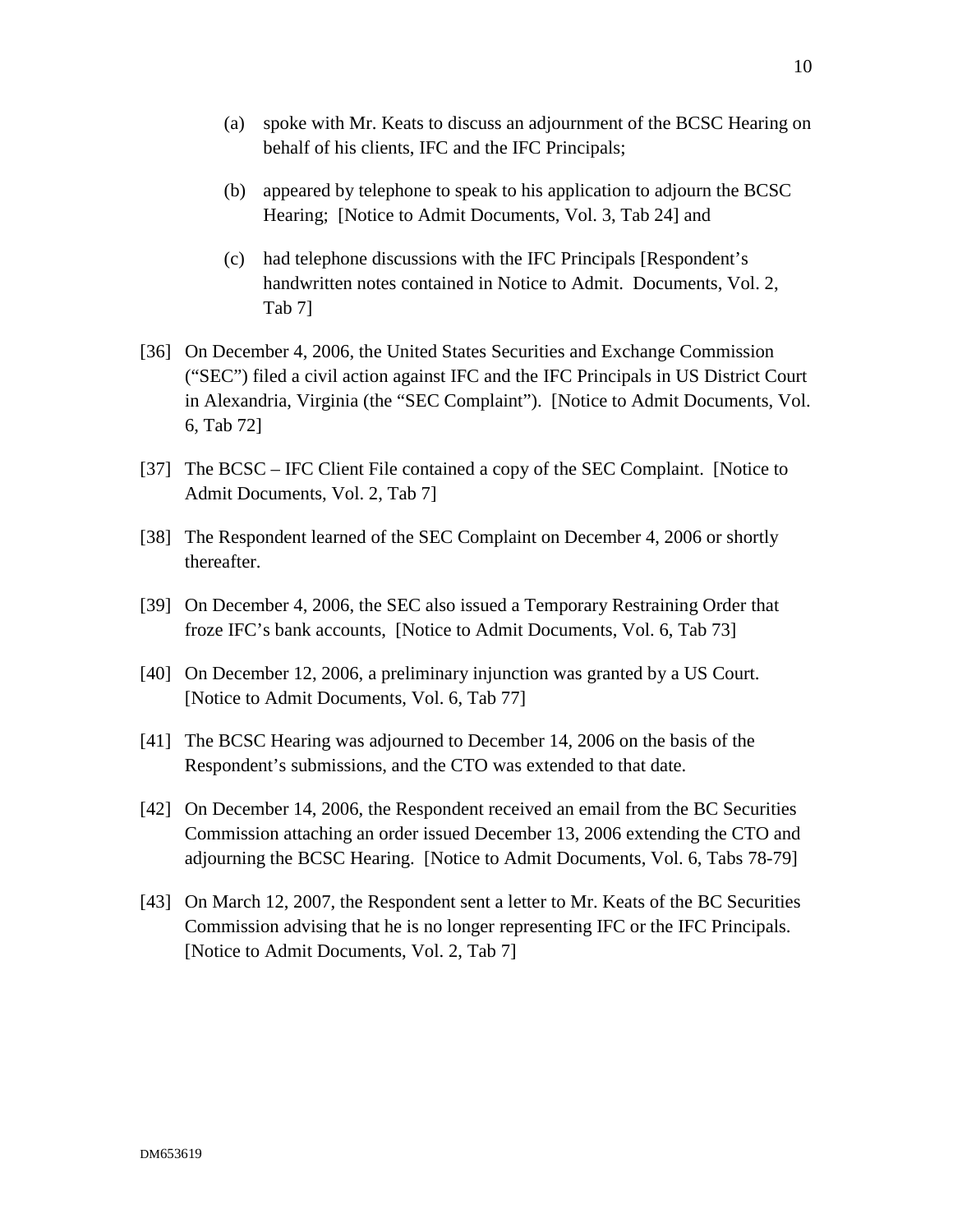(a) spoke with Mr. Keats to discuss an adjournment of the BCSC Hearing on behalf of his clients, IFC and the IFC Principals;

(b) appeared by telephone to speak to his application to adjourn the BCSC Hearing; [Notice to Admit Documents, Vol. 3, Tab 24] and

(c) had telephone discussions with the IFC Principals [Respondent's handwritten notes contained in Notice to Admit. Documents, Vol. 2, Tab 7]

[36] On December 4, 2006, the United States Securities and Exchange Commission ("SEC") filed a civil action against IFC and the IFC Principals in US District Court in Alexandria, Virginia (the "SEC Complaint"). [Notice to Admit Documents, Vol. 6, Tab 72]

[37] The BCSC – IFC Client File contained a copy of the SEC Complaint. [Notice to Admit Documents, Vol. 2, Tab 7]

[38] The Respondent learned of the SEC Complaint on December 4, 2006 or shortly thereafter.

[39] On December 4, 2006, the SEC also issued a Temporary Restraining Order that froze IFC's bank accounts, [Notice to Admit Documents, Vol. 6, Tab 73]

[40] On December 12, 2006, a preliminary injunction was granted by a US Court. [Notice to Admit Documents, Vol. 6, Tab 77]

[41] The BCSC Hearing was adjourned to December 14, 2006 on the basis of the Respondent's submissions, and the CTO was extended to that date.

[42] On December 14, 2006, the Respondent received an email from the BC Securities Commission attaching an order issued December 13, 2006 extending the CTO and adjourning the BCSC Hearing. [Notice to Admit Documents, Vol. 6, Tabs 78-79]

[43] On March 12, 2007, the Respondent sent a letter to Mr. Keats of the BC Securities Commission advising that he is no longer representing IFC or the IFC Principals. [Notice to Admit Documents, Vol. 2, Tab 7]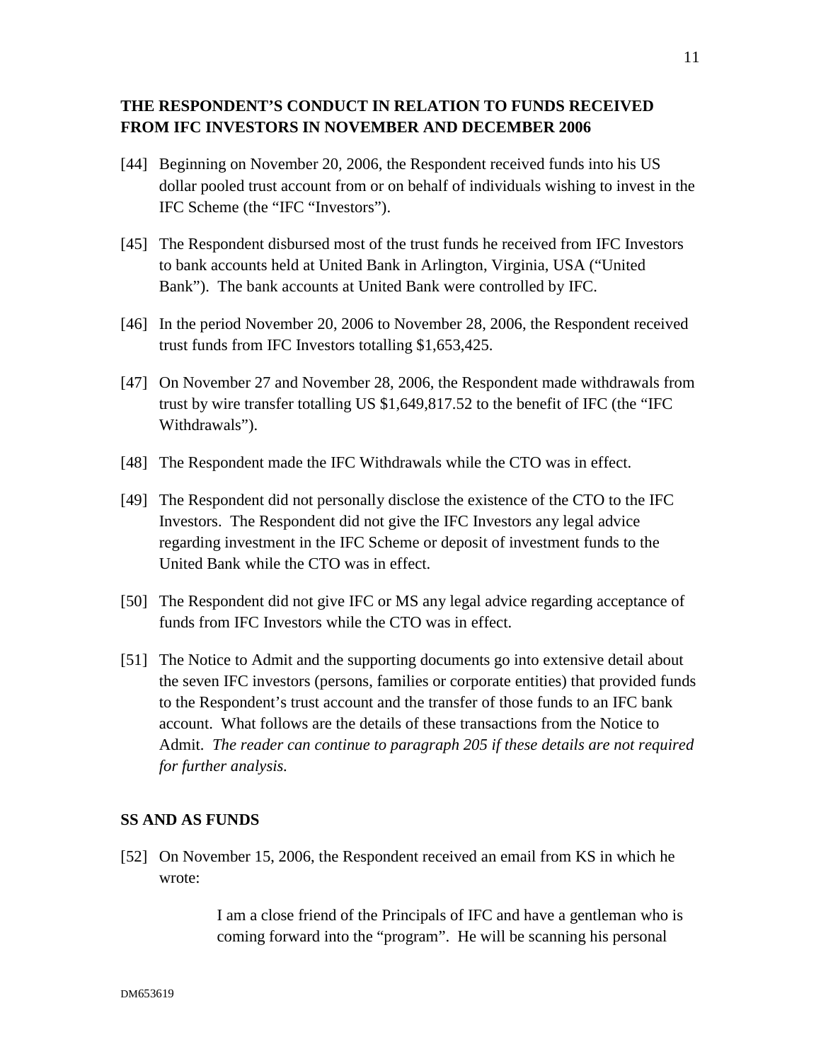## THE RESPONDENT'S CONDUCT IN RELATION TO FUNDS RECEIVED FROM IFC INVESTORS IN NOVEMBER AND DECEMBER 2006

[44] Beginning on November 20, 2006, the Respondent received funds into his US dollar pooled trust account from or on behalf of individuals wishing to invest in the IFC Scheme (the "IFC "Investors").

[45] The Respondent disbursed most of the trust funds he received from IFC Investors to bank accounts held at United Bank in Arlington, Virginia, USA ("United Bank"). The bank accounts at United Bank were controlled by IFC.

[46] In the period November 20, 2006 to November 28, 2006, the Respondent received trust funds from IFC Investors totalling $1,653,425.

[47] On November 27 and November 28, 2006, the Respondent made withdrawals from trust by wire transfer totalling US $1,649,817.52 to the benefit of IFC (the "IFC Withdrawals").

[48] The Respondent made the IFC Withdrawals while the CTO was in effect.

[49] The Respondent did not personally disclose the existence of the CTO to the IFC Investors. The Respondent did not give the IFC Investors any legal advice regarding investment in the IFC Scheme or deposit of investment funds to the United Bank while the CTO was in effect.

[50] The Respondent did not give IFC or MS any legal advice regarding acceptance of funds from IFC Investors while the CTO was in effect.

[51] The Notice to Admit and the supporting documents go into extensive detail about the seven IFC investors (persons, families or corporate entities) that provided funds to the Respondent's trust account and the transfer of those funds to an IFC bank account. What follows are the details of these transactions from the Notice to Admit. *The reader can continue to paragraph 205 if these details are not required for further analysis.*

## SS AND AS FUNDS

[52] On November 15, 2006, the Respondent received an email from KS in which he wrote:

> I am a close friend of the Principals of IFC and have a gentleman who is coming forward into the "program". He will be scanning his personal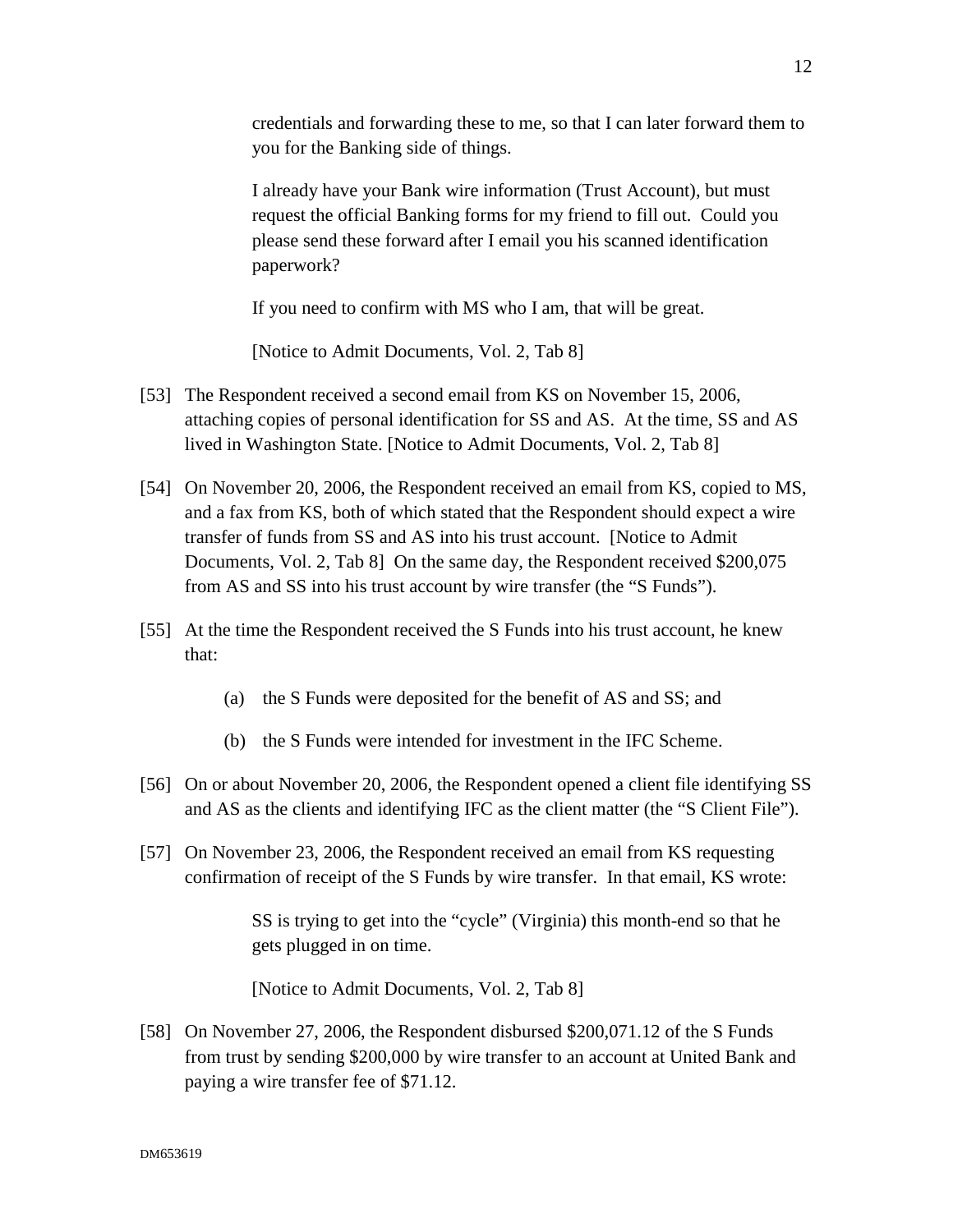credentials and forwarding these to me, so that I can later forward them to you for the Banking side of things.

> I already have your Bank wire information (Trust Account), but must request the official Banking forms for my friend to fill out. Could you please send these forward after I email you his scanned identification paperwork?
>
> If you need to confirm with MS who I am, that will be great.
>
> [Notice to Admit Documents, Vol. 2, Tab 8]

[53] The Respondent received a second email from KS on November 15, 2006, attaching copies of personal identification for SS and AS. At the time, SS and AS lived in Washington State. [Notice to Admit Documents, Vol. 2, Tab 8]

[54] On November 20, 2006, the Respondent received an email from KS, copied to MS, and a fax from KS, both of which stated that the Respondent should expect a wire transfer of funds from SS and AS into his trust account. [Notice to Admit Documents, Vol. 2, Tab 8] On the same day, the Respondent received $200,075 from AS and SS into his trust account by wire transfer (the "S Funds").

[55] At the time the Respondent received the S Funds into his trust account, he knew that:

(a) the S Funds were deposited for the benefit of AS and SS; and

(b) the S Funds were intended for investment in the IFC Scheme.

[56] On or about November 20, 2006, the Respondent opened a client file identifying SS and AS as the clients and identifying IFC as the client matter (the "S Client File").

[57] On November 23, 2006, the Respondent received an email from KS requesting confirmation of receipt of the S Funds by wire transfer. In that email, KS wrote:

> SS is trying to get into the "cycle" (Virginia) this month-end so that he gets plugged in on time.
>
> [Notice to Admit Documents, Vol. 2, Tab 8]

[58] On November 27, 2006, the Respondent disbursed $200,071.12 of the S Funds from trust by sending $200,000 by wire transfer to an account at United Bank and paying a wire transfer fee of $71.12.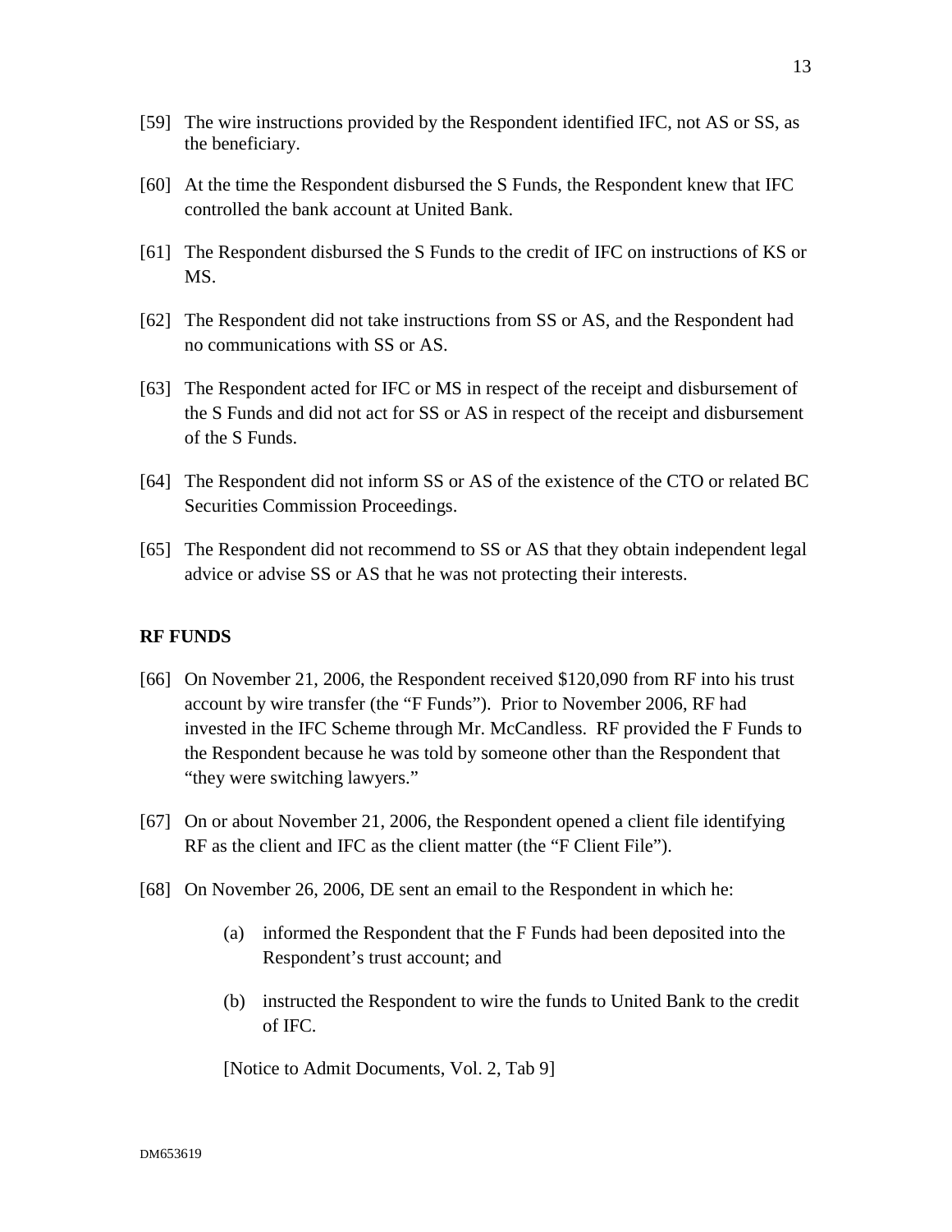[59] The wire instructions provided by the Respondent identified IFC, not AS or SS, as the beneficiary.

[60] At the time the Respondent disbursed the S Funds, the Respondent knew that IFC controlled the bank account at United Bank.

[61] The Respondent disbursed the S Funds to the credit of IFC on instructions of KS or MS.

[62] The Respondent did not take instructions from SS or AS, and the Respondent had no communications with SS or AS.

[63] The Respondent acted for IFC or MS in respect of the receipt and disbursement of the S Funds and did not act for SS or AS in respect of the receipt and disbursement of the S Funds.

[64] The Respondent did not inform SS or AS of the existence of the CTO or related BC Securities Commission Proceedings.

[65] The Respondent did not recommend to SS or AS that they obtain independent legal advice or advise SS or AS that he was not protecting their interests.

**RF FUNDS**

[66] On November 21, 2006, the Respondent received $120,090 from RF into his trust account by wire transfer (the "F Funds"). Prior to November 2006, RF had invested in the IFC Scheme through Mr. McCandless. RF provided the F Funds to the Respondent because he was told by someone other than the Respondent that "they were switching lawyers."

[67] On or about November 21, 2006, the Respondent opened a client file identifying RF as the client and IFC as the client matter (the "F Client File").

[68] On November 26, 2006, DE sent an email to the Respondent in which he:

> (a) informed the Respondent that the F Funds had been deposited into the Respondent's trust account; and
>
> (b) instructed the Respondent to wire the funds to United Bank to the credit of IFC.
>
> [Notice to Admit Documents, Vol. 2, Tab 9]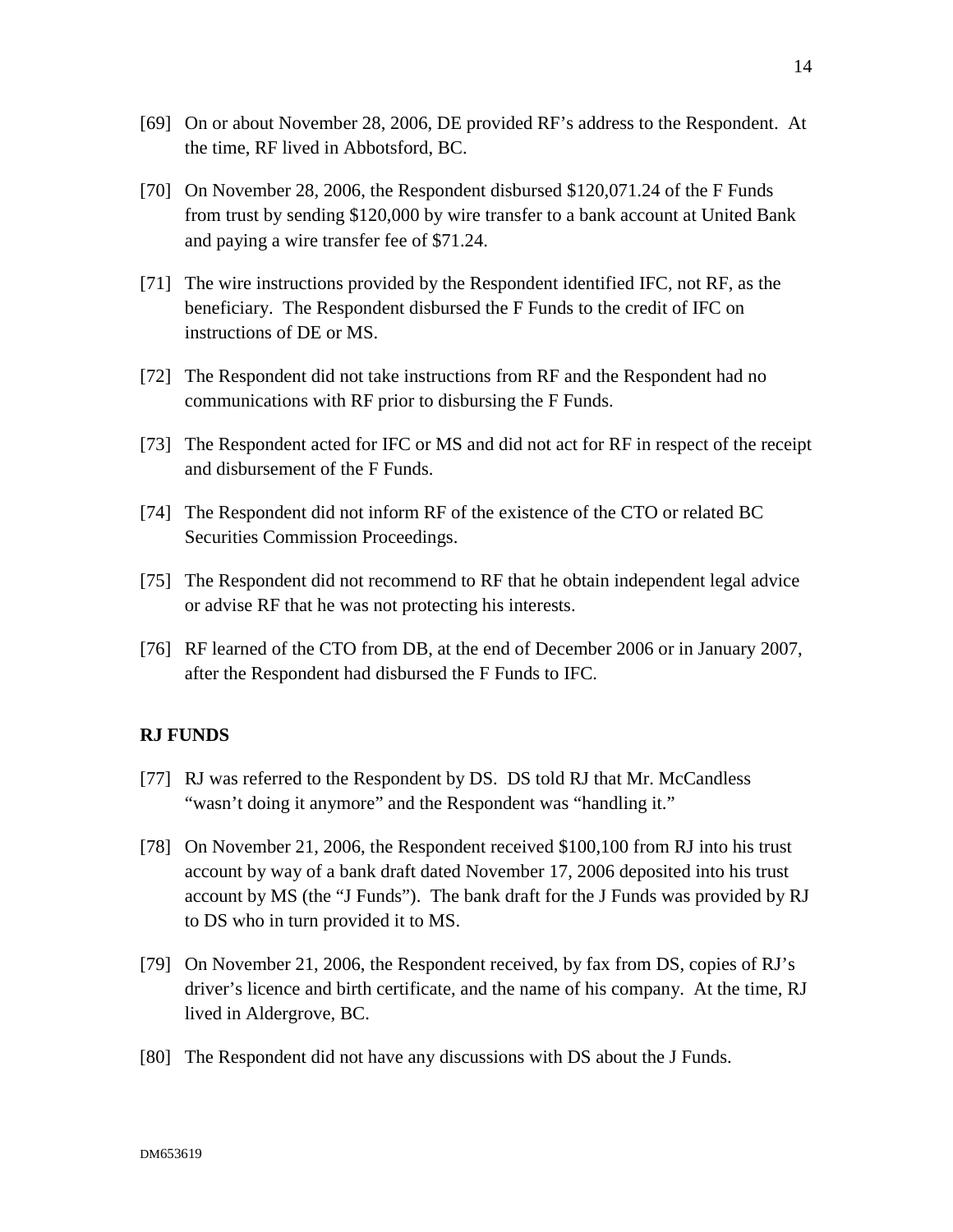[69] On or about November 28, 2006, DE provided RF's address to the Respondent. At the time, RF lived in Abbotsford, BC.

[70] On November 28, 2006, the Respondent disbursed $120,071.24 of the F Funds from trust by sending $120,000 by wire transfer to a bank account at United Bank and paying a wire transfer fee of $71.24.

[71] The wire instructions provided by the Respondent identified IFC, not RF, as the beneficiary. The Respondent disbursed the F Funds to the credit of IFC on instructions of DE or MS.

[72] The Respondent did not take instructions from RF and the Respondent had no communications with RF prior to disbursing the F Funds.

[73] The Respondent acted for IFC or MS and did not act for RF in respect of the receipt and disbursement of the F Funds.

[74] The Respondent did not inform RF of the existence of the CTO or related BC Securities Commission Proceedings.

[75] The Respondent did not recommend to RF that he obtain independent legal advice or advise RF that he was not protecting his interests.

[76] RF learned of the CTO from DB, at the end of December 2006 or in January 2007, after the Respondent had disbursed the F Funds to IFC.

**RJ FUNDS**

[77] RJ was referred to the Respondent by DS. DS told RJ that Mr. McCandless "wasn't doing it anymore" and the Respondent was "handling it."

[78] On November 21, 2006, the Respondent received $100,100 from RJ into his trust account by way of a bank draft dated November 17, 2006 deposited into his trust account by MS (the "J Funds"). The bank draft for the J Funds was provided by RJ to DS who in turn provided it to MS.

[79] On November 21, 2006, the Respondent received, by fax from DS, copies of RJ's driver's licence and birth certificate, and the name of his company. At the time, RJ lived in Aldergrove, BC.

[80] The Respondent did not have any discussions with DS about the J Funds.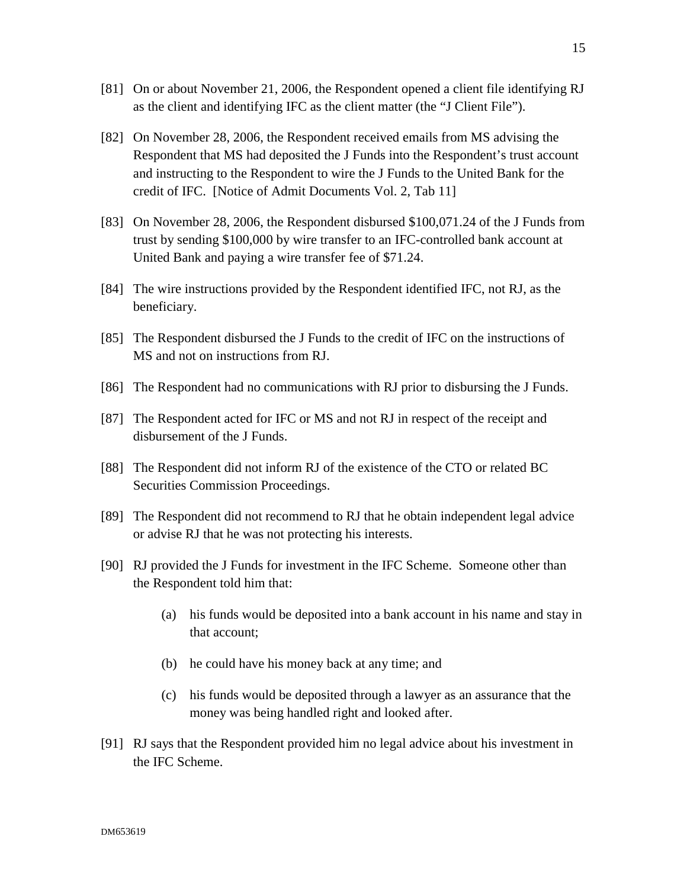[81] On or about November 21, 2006, the Respondent opened a client file identifying RJ as the client and identifying IFC as the client matter (the "J Client File").

[82] On November 28, 2006, the Respondent received emails from MS advising the Respondent that MS had deposited the J Funds into the Respondent's trust account and instructing to the Respondent to wire the J Funds to the United Bank for the credit of IFC. [Notice of Admit Documents Vol. 2, Tab 11]

[83] On November 28, 2006, the Respondent disbursed $100,071.24 of the J Funds from trust by sending $100,000 by wire transfer to an IFC-controlled bank account at United Bank and paying a wire transfer fee of $71.24.

[84] The wire instructions provided by the Respondent identified IFC, not RJ, as the beneficiary.

[85] The Respondent disbursed the J Funds to the credit of IFC on the instructions of MS and not on instructions from RJ.

[86] The Respondent had no communications with RJ prior to disbursing the J Funds.

[87] The Respondent acted for IFC or MS and not RJ in respect of the receipt and disbursement of the J Funds.

[88] The Respondent did not inform RJ of the existence of the CTO or related BC Securities Commission Proceedings.

[89] The Respondent did not recommend to RJ that he obtain independent legal advice or advise RJ that he was not protecting his interests.

[90] RJ provided the J Funds for investment in the IFC Scheme. Someone other than the Respondent told him that:

(a) his funds would be deposited into a bank account in his name and stay in that account;

(b) he could have his money back at any time; and

(c) his funds would be deposited through a lawyer as an assurance that the money was being handled right and looked after.

[91] RJ says that the Respondent provided him no legal advice about his investment in the IFC Scheme.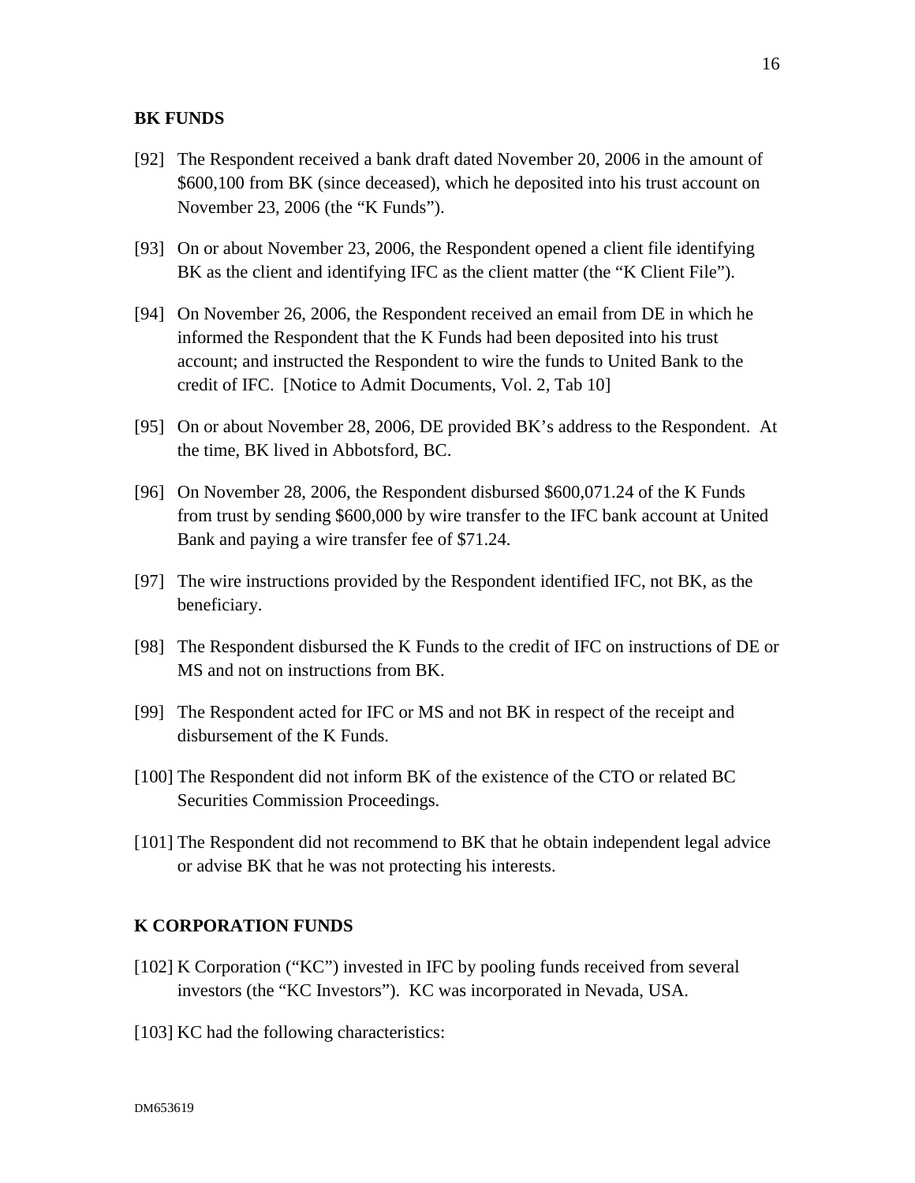**BK FUNDS**

[92] The Respondent received a bank draft dated November 20, 2006 in the amount of $600,100 from BK (since deceased), which he deposited into his trust account on November 23, 2006 (the "K Funds").

[93] On or about November 23, 2006, the Respondent opened a client file identifying BK as the client and identifying IFC as the client matter (the "K Client File").

[94] On November 26, 2006, the Respondent received an email from DE in which he informed the Respondent that the K Funds had been deposited into his trust account; and instructed the Respondent to wire the funds to United Bank to the credit of IFC. [Notice to Admit Documents, Vol. 2, Tab 10]

[95] On or about November 28, 2006, DE provided BK's address to the Respondent. At the time, BK lived in Abbotsford, BC.

[96] On November 28, 2006, the Respondent disbursed $600,071.24 of the K Funds from trust by sending $600,000 by wire transfer to the IFC bank account at United Bank and paying a wire transfer fee of $71.24.

[97] The wire instructions provided by the Respondent identified IFC, not BK, as the beneficiary.

[98] The Respondent disbursed the K Funds to the credit of IFC on instructions of DE or MS and not on instructions from BK.

[99] The Respondent acted for IFC or MS and not BK in respect of the receipt and disbursement of the K Funds.

[100] The Respondent did not inform BK of the existence of the CTO or related BC Securities Commission Proceedings.

[101] The Respondent did not recommend to BK that he obtain independent legal advice or advise BK that he was not protecting his interests.

**K CORPORATION FUNDS**

[102] K Corporation ("KC") invested in IFC by pooling funds received from several investors (the "KC Investors"). KC was incorporated in Nevada, USA.

[103] KC had the following characteristics: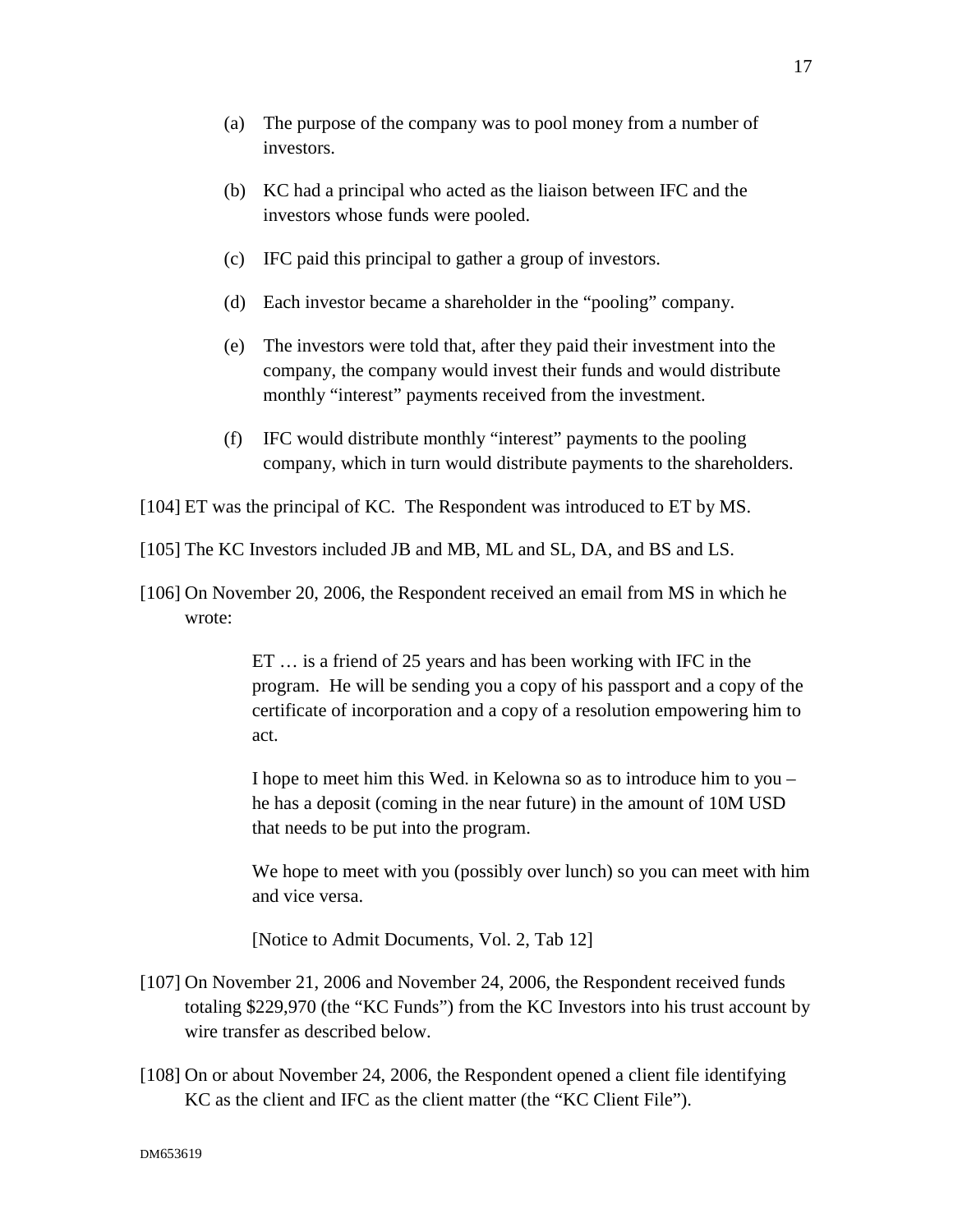(a) The purpose of the company was to pool money from a number of investors.

(b) KC had a principal who acted as the liaison between IFC and the investors whose funds were pooled.

(c) IFC paid this principal to gather a group of investors.

(d) Each investor became a shareholder in the "pooling" company.

(e) The investors were told that, after they paid their investment into the company, the company would invest their funds and would distribute monthly "interest" payments received from the investment.

(f) IFC would distribute monthly "interest" payments to the pooling company, which in turn would distribute payments to the shareholders.

[104] ET was the principal of KC. The Respondent was introduced to ET by MS.

[105] The KC Investors included JB and MB, ML and SL, DA, and BS and LS.

[106] On November 20, 2006, the Respondent received an email from MS in which he wrote:

> ET … is a friend of 25 years and has been working with IFC in the program. He will be sending you a copy of his passport and a copy of the certificate of incorporation and a copy of a resolution empowering him to act.
>
> I hope to meet him this Wed. in Kelowna so as to introduce him to you – he has a deposit (coming in the near future) in the amount of 10M USD that needs to be put into the program.
>
> We hope to meet with you (possibly over lunch) so you can meet with him and vice versa.
>
> [Notice to Admit Documents, Vol. 2, Tab 12]

[107] On November 21, 2006 and November 24, 2006, the Respondent received funds totaling $229,970 (the "KC Funds") from the KC Investors into his trust account by wire transfer as described below.

[108] On or about November 24, 2006, the Respondent opened a client file identifying KC as the client and IFC as the client matter (the "KC Client File").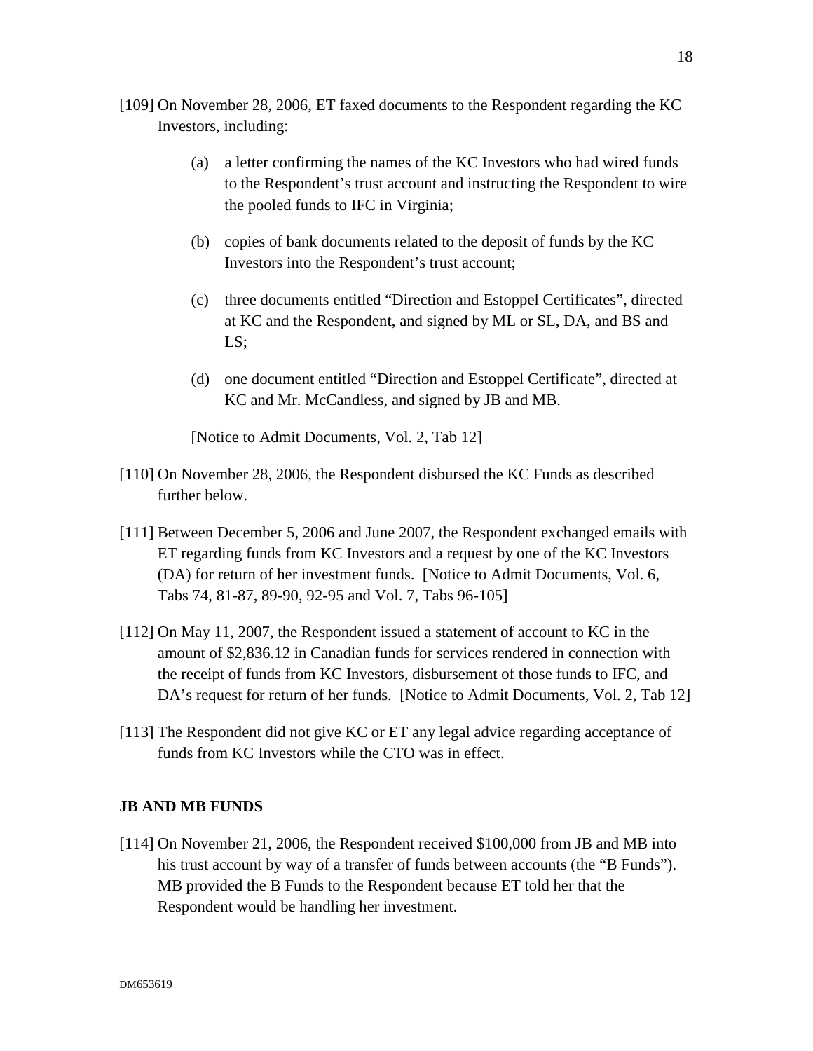[109] On November 28, 2006, ET faxed documents to the Respondent regarding the KC Investors, including:

(a) a letter confirming the names of the KC Investors who had wired funds to the Respondent's trust account and instructing the Respondent to wire the pooled funds to IFC in Virginia;

(b) copies of bank documents related to the deposit of funds by the KC Investors into the Respondent's trust account;

(c) three documents entitled "Direction and Estoppel Certificates", directed at KC and the Respondent, and signed by ML or SL, DA, and BS and LS;

(d) one document entitled "Direction and Estoppel Certificate", directed at KC and Mr. McCandless, and signed by JB and MB.

[Notice to Admit Documents, Vol. 2, Tab 12]

[110] On November 28, 2006, the Respondent disbursed the KC Funds as described further below.

[111] Between December 5, 2006 and June 2007, the Respondent exchanged emails with ET regarding funds from KC Investors and a request by one of the KC Investors (DA) for return of her investment funds. [Notice to Admit Documents, Vol. 6, Tabs 74, 81-87, 89-90, 92-95 and Vol. 7, Tabs 96-105]

[112] On May 11, 2007, the Respondent issued a statement of account to KC in the amount of $2,836.12 in Canadian funds for services rendered in connection with the receipt of funds from KC Investors, disbursement of those funds to IFC, and DA's request for return of her funds. [Notice to Admit Documents, Vol. 2, Tab 12]

[113] The Respondent did not give KC or ET any legal advice regarding acceptance of funds from KC Investors while the CTO was in effect.

## JB AND MB FUNDS

[114] On November 21, 2006, the Respondent received $100,000 from JB and MB into his trust account by way of a transfer of funds between accounts (the "B Funds"). MB provided the B Funds to the Respondent because ET told her that the Respondent would be handling her investment.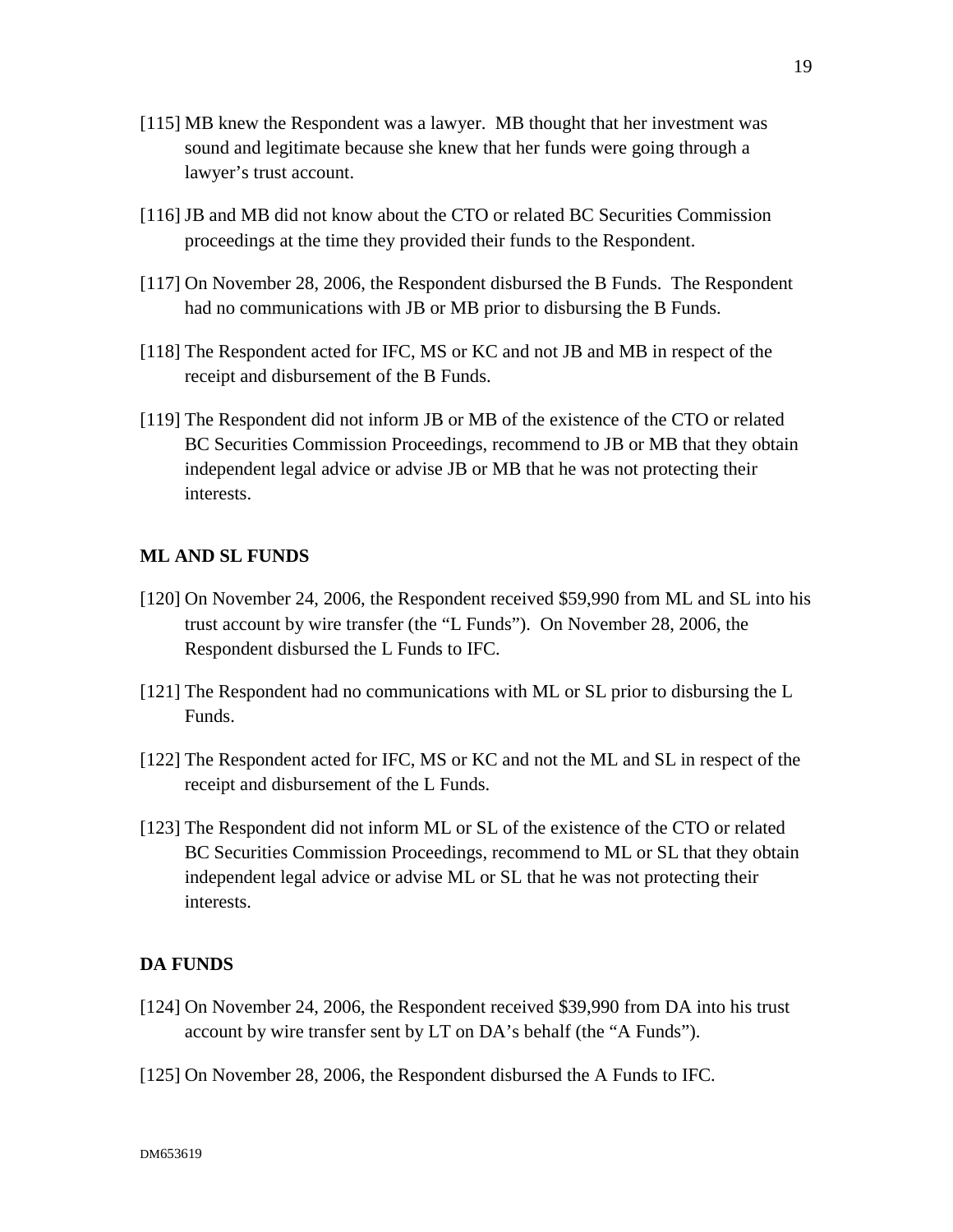[115] MB knew the Respondent was a lawyer. MB thought that her investment was sound and legitimate because she knew that her funds were going through a lawyer's trust account.

[116] JB and MB did not know about the CTO or related BC Securities Commission proceedings at the time they provided their funds to the Respondent.

[117] On November 28, 2006, the Respondent disbursed the B Funds. The Respondent had no communications with JB or MB prior to disbursing the B Funds.

[118] The Respondent acted for IFC, MS or KC and not JB and MB in respect of the receipt and disbursement of the B Funds.

[119] The Respondent did not inform JB or MB of the existence of the CTO or related BC Securities Commission Proceedings, recommend to JB or MB that they obtain independent legal advice or advise JB or MB that he was not protecting their interests.

**ML AND SL FUNDS**

[120] On November 24, 2006, the Respondent received $59,990 from ML and SL into his trust account by wire transfer (the "L Funds"). On November 28, 2006, the Respondent disbursed the L Funds to IFC.

[121] The Respondent had no communications with ML or SL prior to disbursing the L Funds.

[122] The Respondent acted for IFC, MS or KC and not the ML and SL in respect of the receipt and disbursement of the L Funds.

[123] The Respondent did not inform ML or SL of the existence of the CTO or related BC Securities Commission Proceedings, recommend to ML or SL that they obtain independent legal advice or advise ML or SL that he was not protecting their interests.

**DA FUNDS**

[124] On November 24, 2006, the Respondent received $39,990 from DA into his trust account by wire transfer sent by LT on DA's behalf (the "A Funds").

[125] On November 28, 2006, the Respondent disbursed the A Funds to IFC.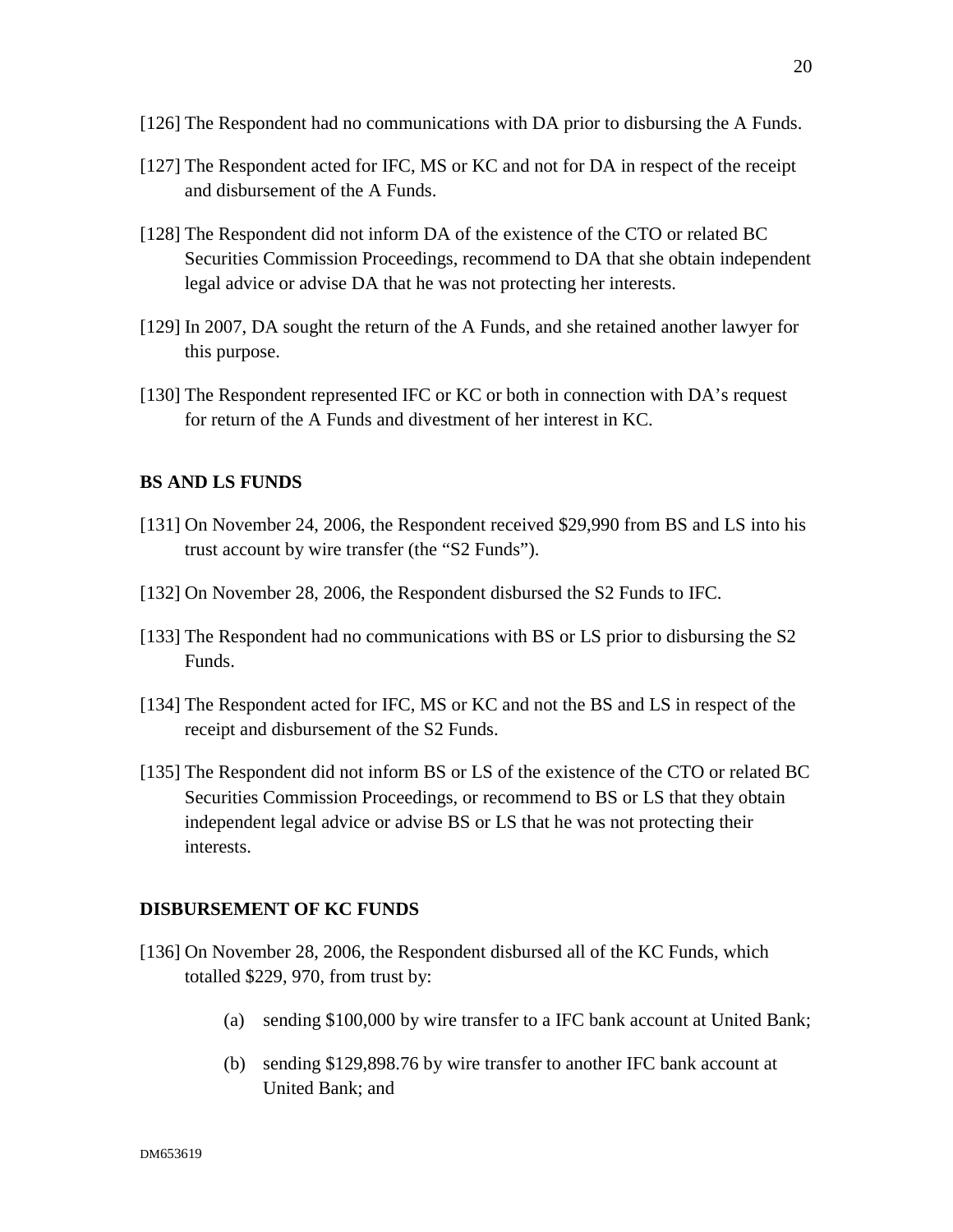[126] The Respondent had no communications with DA prior to disbursing the A Funds.

[127] The Respondent acted for IFC, MS or KC and not for DA in respect of the receipt and disbursement of the A Funds.

[128] The Respondent did not inform DA of the existence of the CTO or related BC Securities Commission Proceedings, recommend to DA that she obtain independent legal advice or advise DA that he was not protecting her interests.

[129] In 2007, DA sought the return of the A Funds, and she retained another lawyer for this purpose.

[130] The Respondent represented IFC or KC or both in connection with DA's request for return of the A Funds and divestment of her interest in KC.

**BS AND LS FUNDS**

[131] On November 24, 2006, the Respondent received $29,990 from BS and LS into his trust account by wire transfer (the "S2 Funds").

[132] On November 28, 2006, the Respondent disbursed the S2 Funds to IFC.

[133] The Respondent had no communications with BS or LS prior to disbursing the S2 Funds.

[134] The Respondent acted for IFC, MS or KC and not the BS and LS in respect of the receipt and disbursement of the S2 Funds.

[135] The Respondent did not inform BS or LS of the existence of the CTO or related BC Securities Commission Proceedings, or recommend to BS or LS that they obtain independent legal advice or advise BS or LS that he was not protecting their interests.

**DISBURSEMENT OF KC FUNDS**

[136] On November 28, 2006, the Respondent disbursed all of the KC Funds, which totalled $229, 970, from trust by:

(a) sending $100,000 by wire transfer to a IFC bank account at United Bank;

(b) sending $129,898.76 by wire transfer to another IFC bank account at United Bank; and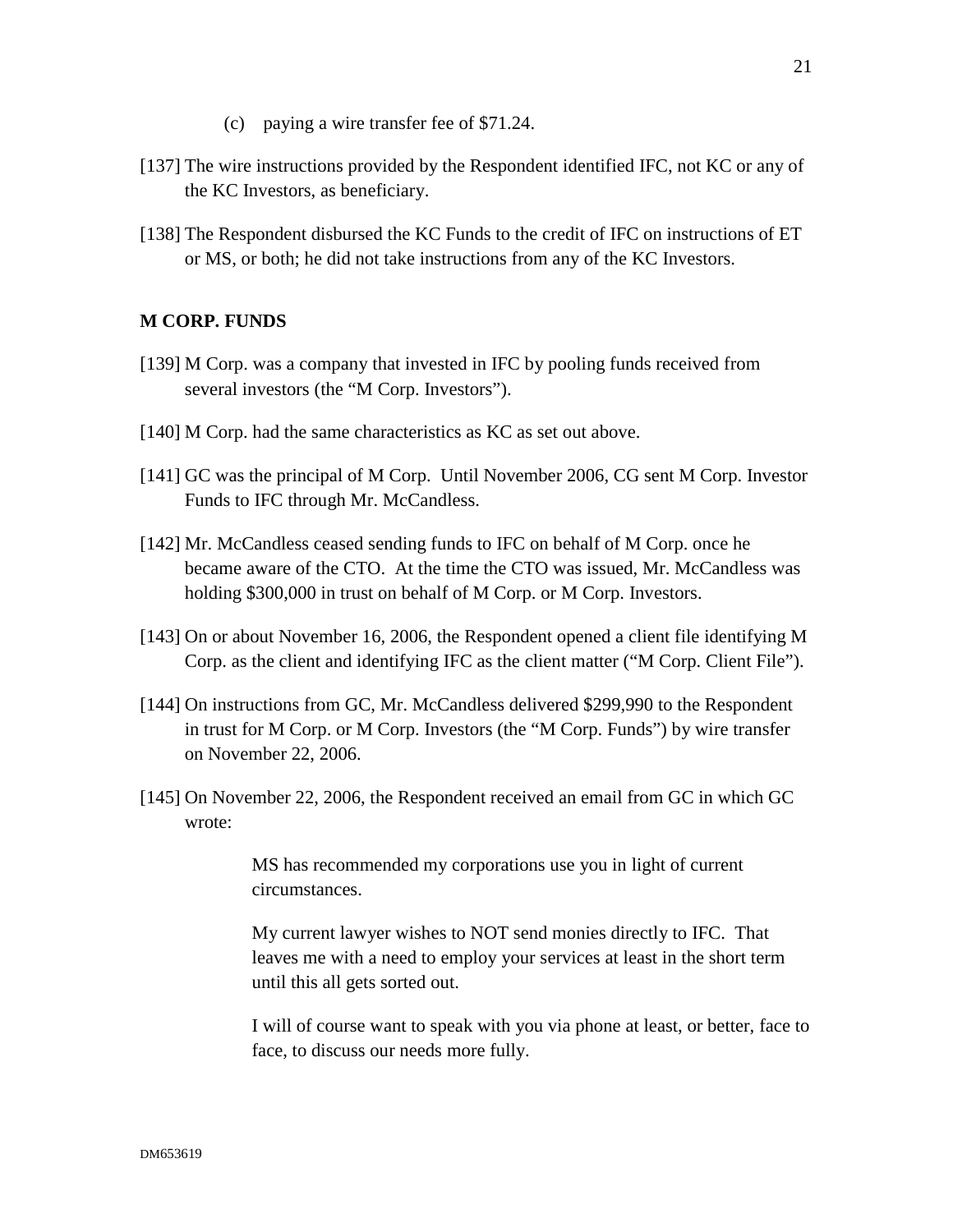(c) paying a wire transfer fee of $71.24.

[137] The wire instructions provided by the Respondent identified IFC, not KC or any of the KC Investors, as beneficiary.

[138] The Respondent disbursed the KC Funds to the credit of IFC on instructions of ET or MS, or both; he did not take instructions from any of the KC Investors.

**M CORP. FUNDS**

[139] M Corp. was a company that invested in IFC by pooling funds received from several investors (the "M Corp. Investors").

[140] M Corp. had the same characteristics as KC as set out above.

[141] GC was the principal of M Corp. Until November 2006, CG sent M Corp. Investor Funds to IFC through Mr. McCandless.

[142] Mr. McCandless ceased sending funds to IFC on behalf of M Corp. once he became aware of the CTO. At the time the CTO was issued, Mr. McCandless was holding $300,000 in trust on behalf of M Corp. or M Corp. Investors.

[143] On or about November 16, 2006, the Respondent opened a client file identifying M Corp. as the client and identifying IFC as the client matter ("M Corp. Client File").

[144] On instructions from GC, Mr. McCandless delivered $299,990 to the Respondent in trust for M Corp. or M Corp. Investors (the "M Corp. Funds") by wire transfer on November 22, 2006.

[145] On November 22, 2006, the Respondent received an email from GC in which GC wrote:

> MS has recommended my corporations use you in light of current circumstances.
>
> My current lawyer wishes to NOT send monies directly to IFC. That leaves me with a need to employ your services at least in the short term until this all gets sorted out.
>
> I will of course want to speak with you via phone at least, or better, face to face, to discuss our needs more fully.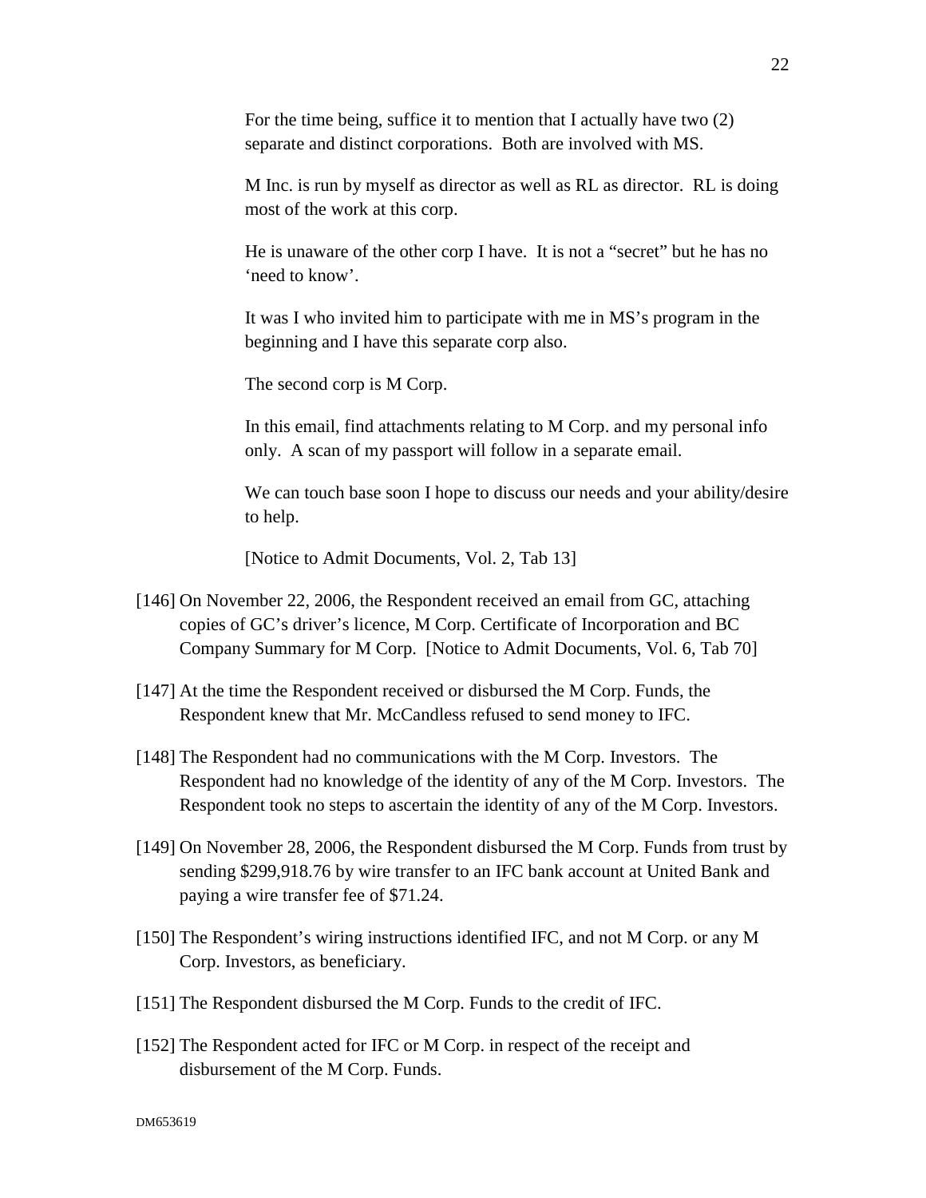> For the time being, suffice it to mention that I actually have two (2) separate and distinct corporations. Both are involved with MS.
>
> M Inc. is run by myself as director as well as RL as director. RL is doing most of the work at this corp.
>
> He is unaware of the other corp I have. It is not a "secret" but he has no 'need to know'.
>
> It was I who invited him to participate with me in MS's program in the beginning and I have this separate corp also.
>
> The second corp is M Corp.
>
> In this email, find attachments relating to M Corp. and my personal info only. A scan of my passport will follow in a separate email.
>
> We can touch base soon I hope to discuss our needs and your ability/desire to help.
>
> [Notice to Admit Documents, Vol. 2, Tab 13]

[146] On November 22, 2006, the Respondent received an email from GC, attaching copies of GC's driver's licence, M Corp. Certificate of Incorporation and BC Company Summary for M Corp. [Notice to Admit Documents, Vol. 6, Tab 70]

[147] At the time the Respondent received or disbursed the M Corp. Funds, the Respondent knew that Mr. McCandless refused to send money to IFC.

[148] The Respondent had no communications with the M Corp. Investors. The Respondent had no knowledge of the identity of any of the M Corp. Investors. The Respondent took no steps to ascertain the identity of any of the M Corp. Investors.

[149] On November 28, 2006, the Respondent disbursed the M Corp. Funds from trust by sending $299,918.76 by wire transfer to an IFC bank account at United Bank and paying a wire transfer fee of $71.24.

[150] The Respondent's wiring instructions identified IFC, and not M Corp. or any M Corp. Investors, as beneficiary.

[151] The Respondent disbursed the M Corp. Funds to the credit of IFC.

[152] The Respondent acted for IFC or M Corp. in respect of the receipt and disbursement of the M Corp. Funds.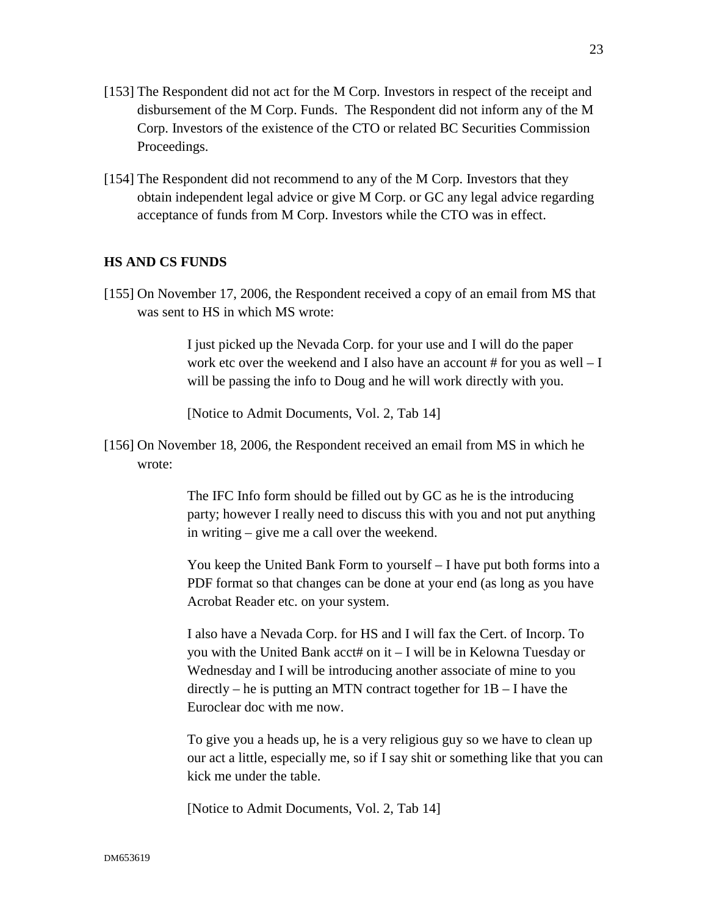[153] The Respondent did not act for the M Corp. Investors in respect of the receipt and disbursement of the M Corp. Funds. The Respondent did not inform any of the M Corp. Investors of the existence of the CTO or related BC Securities Commission Proceedings.

[154] The Respondent did not recommend to any of the M Corp. Investors that they obtain independent legal advice or give M Corp. or GC any legal advice regarding acceptance of funds from M Corp. Investors while the CTO was in effect.

**HS AND CS FUNDS**

[155] On November 17, 2006, the Respondent received a copy of an email from MS that was sent to HS in which MS wrote:

> I just picked up the Nevada Corp. for your use and I will do the paper work etc over the weekend and I also have an account # for you as well – I will be passing the info to Doug and he will work directly with you.
>
> [Notice to Admit Documents, Vol. 2, Tab 14]

[156] On November 18, 2006, the Respondent received an email from MS in which he wrote:

> The IFC Info form should be filled out by GC as he is the introducing party; however I really need to discuss this with you and not put anything in writing – give me a call over the weekend.
>
> You keep the United Bank Form to yourself – I have put both forms into a PDF format so that changes can be done at your end (as long as you have Acrobat Reader etc. on your system.
>
> I also have a Nevada Corp. for HS and I will fax the Cert. of Incorp. To you with the United Bank acct# on it – I will be in Kelowna Tuesday or Wednesday and I will be introducing another associate of mine to you directly – he is putting an MTN contract together for 1B – I have the Euroclear doc with me now.
>
> To give you a heads up, he is a very religious guy so we have to clean up our act a little, especially me, so if I say shit or something like that you can kick me under the table.
>
> [Notice to Admit Documents, Vol. 2, Tab 14]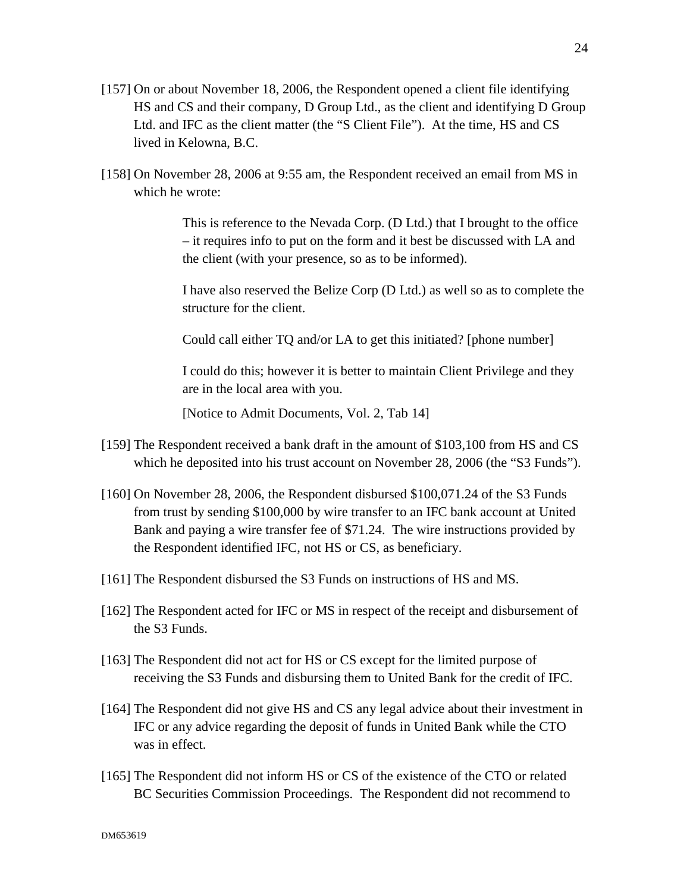[157] On or about November 18, 2006, the Respondent opened a client file identifying HS and CS and their company, D Group Ltd., as the client and identifying D Group Ltd. and IFC as the client matter (the "S Client File"). At the time, HS and CS lived in Kelowna, B.C.

[158] On November 28, 2006 at 9:55 am, the Respondent received an email from MS in which he wrote:

> This is reference to the Nevada Corp. (D Ltd.) that I brought to the office – it requires info to put on the form and it best be discussed with LA and the client (with your presence, so as to be informed).
>
> I have also reserved the Belize Corp (D Ltd.) as well so as to complete the structure for the client.
>
> Could call either TQ and/or LA to get this initiated? [phone number]
>
> I could do this; however it is better to maintain Client Privilege and they are in the local area with you.
>
> [Notice to Admit Documents, Vol. 2, Tab 14]

[159] The Respondent received a bank draft in the amount of $103,100 from HS and CS which he deposited into his trust account on November 28, 2006 (the "S3 Funds").

[160] On November 28, 2006, the Respondent disbursed $100,071.24 of the S3 Funds from trust by sending $100,000 by wire transfer to an IFC bank account at United Bank and paying a wire transfer fee of $71.24. The wire instructions provided by the Respondent identified IFC, not HS or CS, as beneficiary.

[161] The Respondent disbursed the S3 Funds on instructions of HS and MS.

[162] The Respondent acted for IFC or MS in respect of the receipt and disbursement of the S3 Funds.

[163] The Respondent did not act for HS or CS except for the limited purpose of receiving the S3 Funds and disbursing them to United Bank for the credit of IFC.

[164] The Respondent did not give HS and CS any legal advice about their investment in IFC or any advice regarding the deposit of funds in United Bank while the CTO was in effect.

[165] The Respondent did not inform HS or CS of the existence of the CTO or related BC Securities Commission Proceedings. The Respondent did not recommend to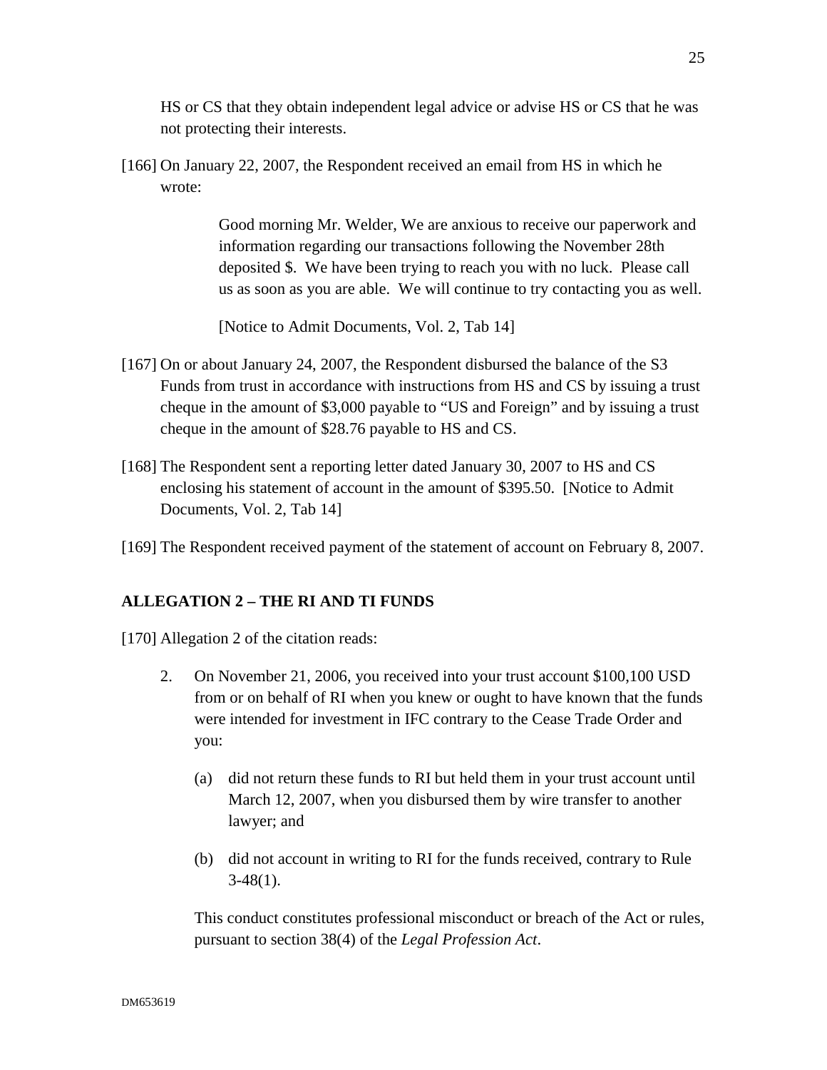HS or CS that they obtain independent legal advice or advise HS or CS that he was not protecting their interests.

[166] On January 22, 2007, the Respondent received an email from HS in which he wrote:

> Good morning Mr. Welder, We are anxious to receive our paperwork and information regarding our transactions following the November 28th deposited $. We have been trying to reach you with no luck. Please call us as soon as you are able. We will continue to try contacting you as well.
>
> [Notice to Admit Documents, Vol. 2, Tab 14]

[167] On or about January 24, 2007, the Respondent disbursed the balance of the S3 Funds from trust in accordance with instructions from HS and CS by issuing a trust cheque in the amount of $3,000 payable to "US and Foreign" and by issuing a trust cheque in the amount of $28.76 payable to HS and CS.

[168] The Respondent sent a reporting letter dated January 30, 2007 to HS and CS enclosing his statement of account in the amount of $395.50. [Notice to Admit Documents, Vol. 2, Tab 14]

[169] The Respondent received payment of the statement of account on February 8, 2007.

## ALLEGATION 2 – THE RI AND TI FUNDS

[170] Allegation 2 of the citation reads:

> 2. On November 21, 2006, you received into your trust account $100,100 USD from or on behalf of RI when you knew or ought to have known that the funds were intended for investment in IFC contrary to the Cease Trade Order and you:
>
>    (a) did not return these funds to RI but held them in your trust account until March 12, 2007, when you disbursed them by wire transfer to another lawyer; and
>
>    (b) did not account in writing to RI for the funds received, contrary to Rule 3-48(1).
>
> This conduct constitutes professional misconduct or breach of the Act or rules, pursuant to section 38(4) of the *Legal Profession Act*.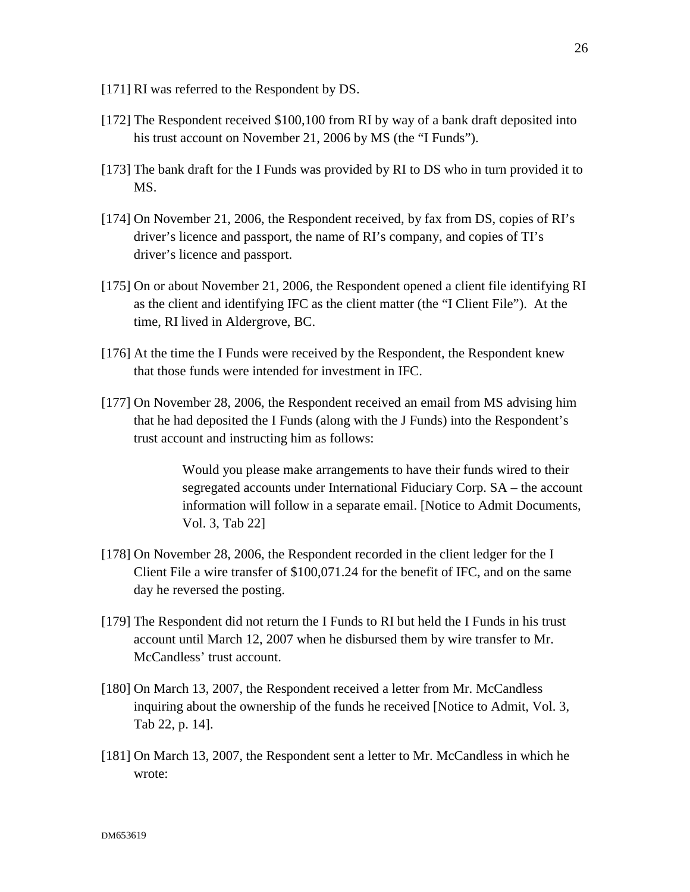[171] RI was referred to the Respondent by DS.

[172] The Respondent received $100,100 from RI by way of a bank draft deposited into his trust account on November 21, 2006 by MS (the "I Funds").

[173] The bank draft for the I Funds was provided by RI to DS who in turn provided it to MS.

[174] On November 21, 2006, the Respondent received, by fax from DS, copies of RI's driver's licence and passport, the name of RI's company, and copies of TI's driver's licence and passport.

[175] On or about November 21, 2006, the Respondent opened a client file identifying RI as the client and identifying IFC as the client matter (the "I Client File"). At the time, RI lived in Aldergrove, BC.

[176] At the time the I Funds were received by the Respondent, the Respondent knew that those funds were intended for investment in IFC.

[177] On November 28, 2006, the Respondent received an email from MS advising him that he had deposited the I Funds (along with the J Funds) into the Respondent's trust account and instructing him as follows:

> Would you please make arrangements to have their funds wired to their segregated accounts under International Fiduciary Corp. SA – the account information will follow in a separate email. [Notice to Admit Documents, Vol. 3, Tab 22]

[178] On November 28, 2006, the Respondent recorded in the client ledger for the I Client File a wire transfer of $100,071.24 for the benefit of IFC, and on the same day he reversed the posting.

[179] The Respondent did not return the I Funds to RI but held the I Funds in his trust account until March 12, 2007 when he disbursed them by wire transfer to Mr. McCandless' trust account.

[180] On March 13, 2007, the Respondent received a letter from Mr. McCandless inquiring about the ownership of the funds he received [Notice to Admit, Vol. 3, Tab 22, p. 14].

[181] On March 13, 2007, the Respondent sent a letter to Mr. McCandless in which he wrote: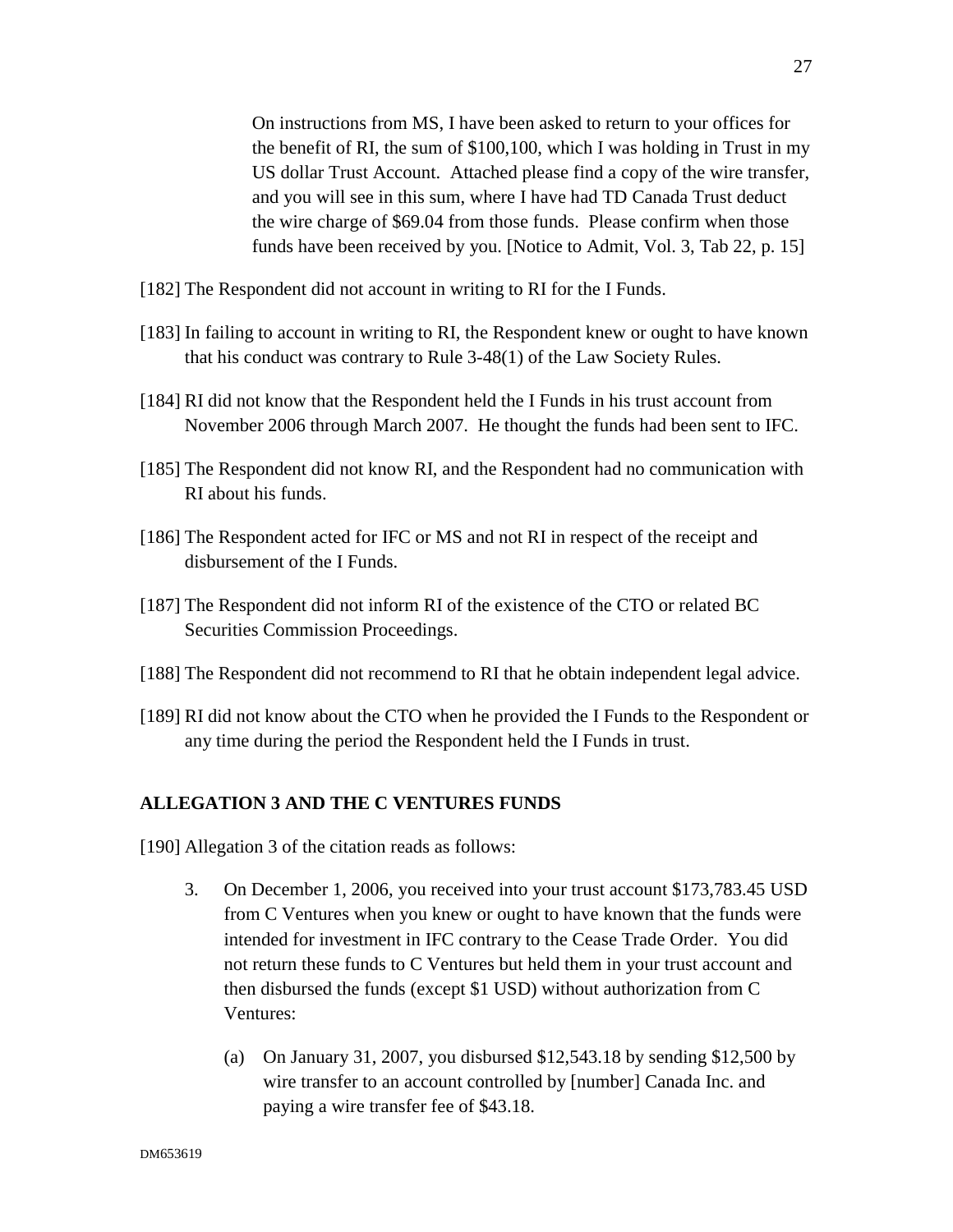> On instructions from MS, I have been asked to return to your offices for the benefit of RI, the sum of $100,100, which I was holding in Trust in my US dollar Trust Account. Attached please find a copy of the wire transfer, and you will see in this sum, where I have had TD Canada Trust deduct the wire charge of $69.04 from those funds. Please confirm when those funds have been received by you. [Notice to Admit, Vol. 3, Tab 22, p. 15]

[182] The Respondent did not account in writing to RI for the I Funds.

[183] In failing to account in writing to RI, the Respondent knew or ought to have known that his conduct was contrary to Rule 3-48(1) of the Law Society Rules.

[184] RI did not know that the Respondent held the I Funds in his trust account from November 2006 through March 2007. He thought the funds had been sent to IFC.

[185] The Respondent did not know RI, and the Respondent had no communication with RI about his funds.

[186] The Respondent acted for IFC or MS and not RI in respect of the receipt and disbursement of the I Funds.

[187] The Respondent did not inform RI of the existence of the CTO or related BC Securities Commission Proceedings.

[188] The Respondent did not recommend to RI that he obtain independent legal advice.

[189] RI did not know about the CTO when he provided the I Funds to the Respondent or any time during the period the Respondent held the I Funds in trust.

## ALLEGATION 3 AND THE C VENTURES FUNDS

[190] Allegation 3 of the citation reads as follows:

> 3. On December 1, 2006, you received into your trust account $173,783.45 USD from C Ventures when you knew or ought to have known that the funds were intended for investment in IFC contrary to the Cease Trade Order. You did not return these funds to C Ventures but held them in your trust account and then disbursed the funds (except $1 USD) without authorization from C Ventures:
>
>     (a) On January 31, 2007, you disbursed $12,543.18 by sending $12,500 by wire transfer to an account controlled by [number] Canada Inc. and paying a wire transfer fee of $43.18.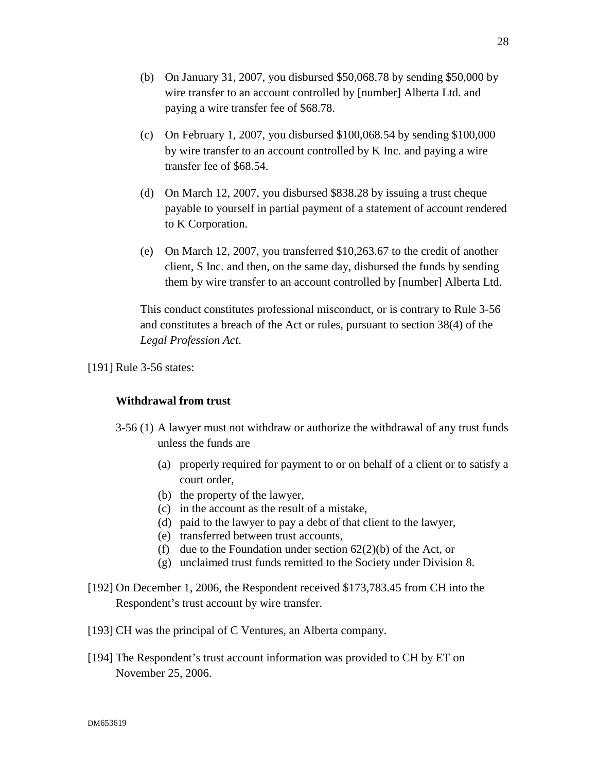(b) On January 31, 2007, you disbursed $50,068.78 by sending $50,000 by wire transfer to an account controlled by [number] Alberta Ltd. and paying a wire transfer fee of $68.78.

(c) On February 1, 2007, you disbursed $100,068.54 by sending $100,000 by wire transfer to an account controlled by K Inc. and paying a wire transfer fee of $68.54.

(d) On March 12, 2007, you disbursed $838.28 by issuing a trust cheque payable to yourself in partial payment of a statement of account rendered to K Corporation.

(e) On March 12, 2007, you transferred $10,263.67 to the credit of another client, S Inc. and then, on the same day, disbursed the funds by sending them by wire transfer to an account controlled by [number] Alberta Ltd.

This conduct constitutes professional misconduct, or is contrary to Rule 3-56 and constitutes a breach of the Act or rules, pursuant to section 38(4) of the *Legal Profession Act*.

[191] Rule 3-56 states:

**Withdrawal from trust**

3-56 (1) A lawyer must not withdraw or authorize the withdrawal of any trust funds unless the funds are

(a) properly required for payment to or on behalf of a client or to satisfy a court order,
(b) the property of the lawyer,
(c) in the account as the result of a mistake,
(d) paid to the lawyer to pay a debt of that client to the lawyer,
(e) transferred between trust accounts,
(f) due to the Foundation under section 62(2)(b) of the Act, or
(g) unclaimed trust funds remitted to the Society under Division 8.

[192] On December 1, 2006, the Respondent received $173,783.45 from CH into the Respondent's trust account by wire transfer.

[193] CH was the principal of C Ventures, an Alberta company.

[194] The Respondent's trust account information was provided to CH by ET on November 25, 2006.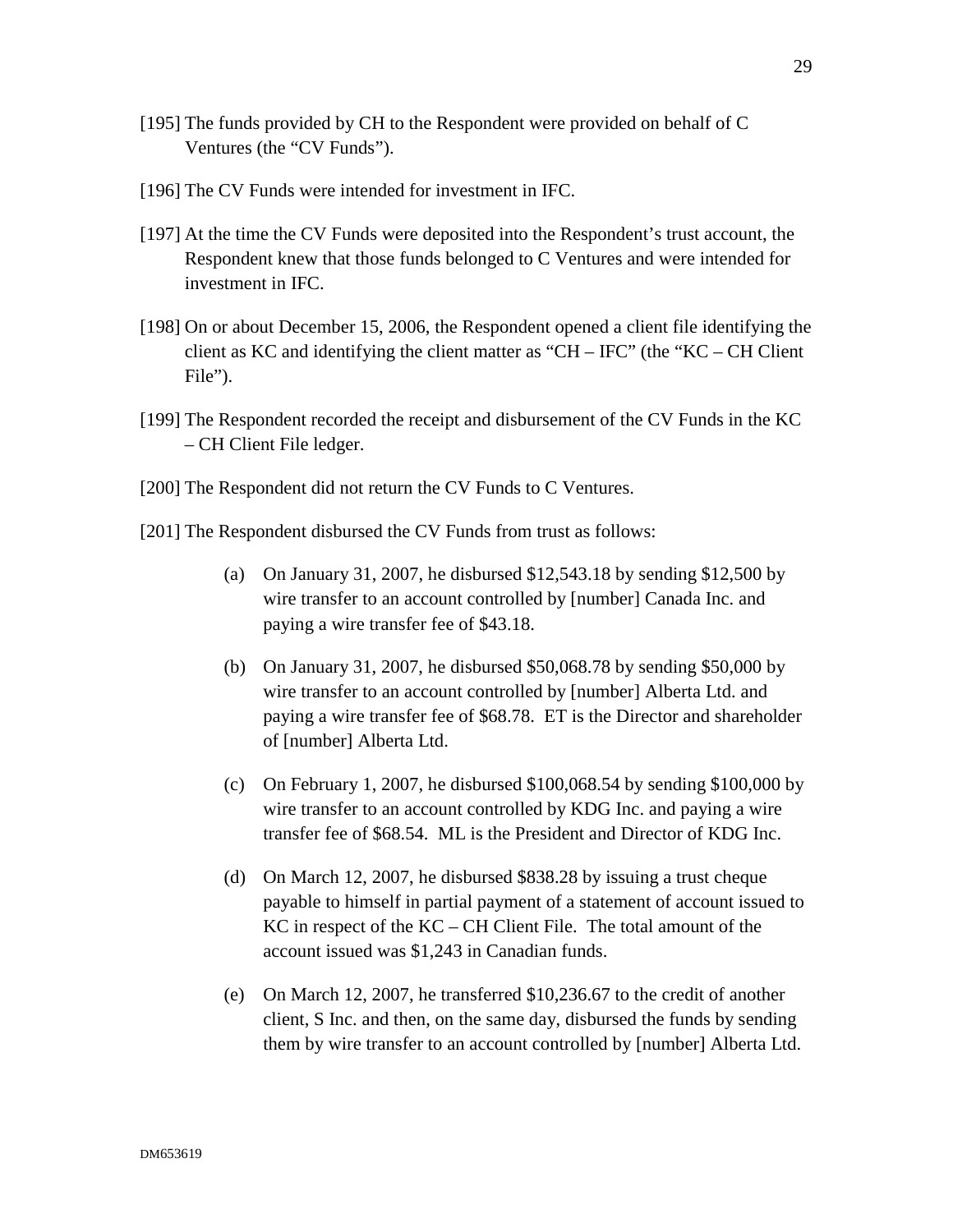[195] The funds provided by CH to the Respondent were provided on behalf of C Ventures (the "CV Funds").

[196] The CV Funds were intended for investment in IFC.

[197] At the time the CV Funds were deposited into the Respondent's trust account, the Respondent knew that those funds belonged to C Ventures and were intended for investment in IFC.

[198] On or about December 15, 2006, the Respondent opened a client file identifying the client as KC and identifying the client matter as "CH – IFC" (the "KC – CH Client File").

[199] The Respondent recorded the receipt and disbursement of the CV Funds in the KC – CH Client File ledger.

[200] The Respondent did not return the CV Funds to C Ventures.

[201] The Respondent disbursed the CV Funds from trust as follows:

(a) On January 31, 2007, he disbursed $12,543.18 by sending $12,500 by wire transfer to an account controlled by [number] Canada Inc. and paying a wire transfer fee of $43.18.

(b) On January 31, 2007, he disbursed $50,068.78 by sending $50,000 by wire transfer to an account controlled by [number] Alberta Ltd. and paying a wire transfer fee of $68.78. ET is the Director and shareholder of [number] Alberta Ltd.

(c) On February 1, 2007, he disbursed $100,068.54 by sending $100,000 by wire transfer to an account controlled by KDG Inc. and paying a wire transfer fee of $68.54. ML is the President and Director of KDG Inc.

(d) On March 12, 2007, he disbursed $838.28 by issuing a trust cheque payable to himself in partial payment of a statement of account issued to KC in respect of the KC – CH Client File. The total amount of the account issued was $1,243 in Canadian funds.

(e) On March 12, 2007, he transferred $10,236.67 to the credit of another client, S Inc. and then, on the same day, disbursed the funds by sending them by wire transfer to an account controlled by [number] Alberta Ltd.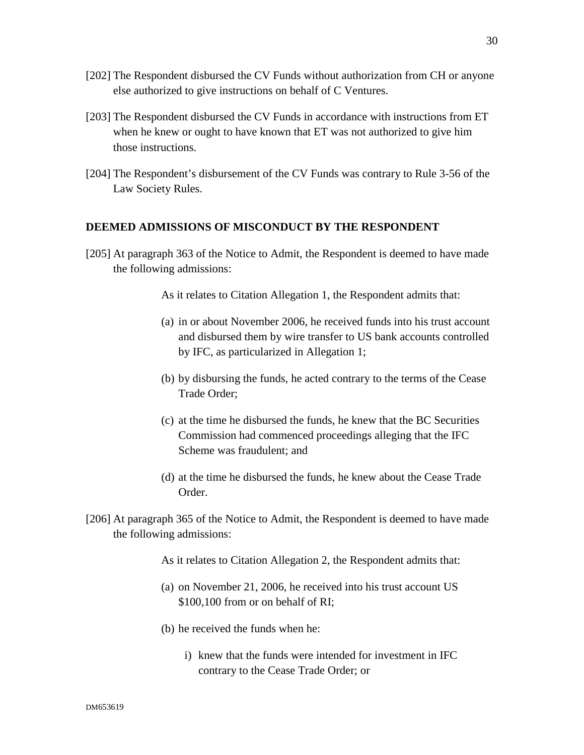[202] The Respondent disbursed the CV Funds without authorization from CH or anyone else authorized to give instructions on behalf of C Ventures.

[203] The Respondent disbursed the CV Funds in accordance with instructions from ET when he knew or ought to have known that ET was not authorized to give him those instructions.

[204] The Respondent's disbursement of the CV Funds was contrary to Rule 3-56 of the Law Society Rules.

## DEEMED ADMISSIONS OF MISCONDUCT BY THE RESPONDENT

[205] At paragraph 363 of the Notice to Admit, the Respondent is deemed to have made the following admissions:

> As it relates to Citation Allegation 1, the Respondent admits that:
>
> (a) in or about November 2006, he received funds into his trust account and disbursed them by wire transfer to US bank accounts controlled by IFC, as particularized in Allegation 1;
>
> (b) by disbursing the funds, he acted contrary to the terms of the Cease Trade Order;
>
> (c) at the time he disbursed the funds, he knew that the BC Securities Commission had commenced proceedings alleging that the IFC Scheme was fraudulent; and
>
> (d) at the time he disbursed the funds, he knew about the Cease Trade Order.

[206] At paragraph 365 of the Notice to Admit, the Respondent is deemed to have made the following admissions:

> As it relates to Citation Allegation 2, the Respondent admits that:
>
> (a) on November 21, 2006, he received into his trust account US $100,100 from or on behalf of RI;
>
> (b) he received the funds when he:
>
> i) knew that the funds were intended for investment in IFC contrary to the Cease Trade Order; or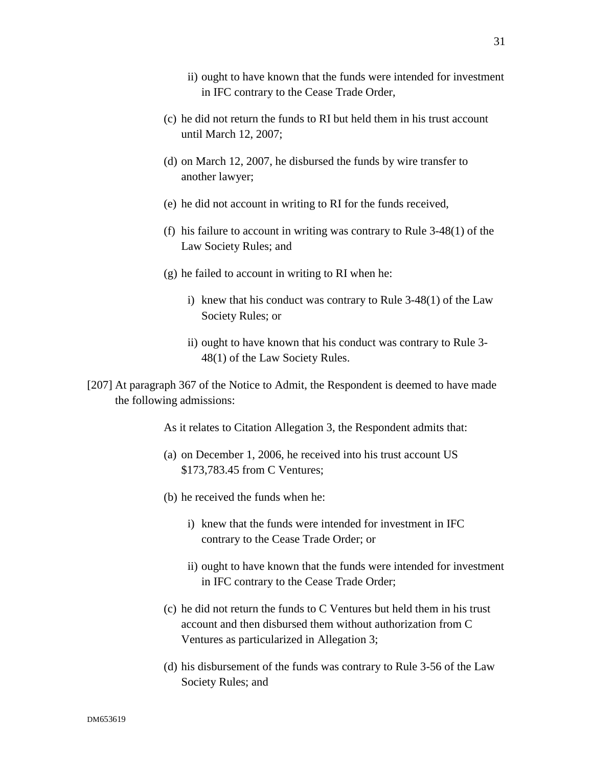ii) ought to have known that the funds were intended for investment in IFC contrary to the Cease Trade Order,

(c) he did not return the funds to RI but held them in his trust account until March 12, 2007;

(d) on March 12, 2007, he disbursed the funds by wire transfer to another lawyer;

(e) he did not account in writing to RI for the funds received,

(f) his failure to account in writing was contrary to Rule 3-48(1) of the Law Society Rules; and

(g) he failed to account in writing to RI when he:

i) knew that his conduct was contrary to Rule 3-48(1) of the Law Society Rules; or

ii) ought to have known that his conduct was contrary to Rule 3-48(1) of the Law Society Rules.

[207] At paragraph 367 of the Notice to Admit, the Respondent is deemed to have made the following admissions:

As it relates to Citation Allegation 3, the Respondent admits that:

(a) on December 1, 2006, he received into his trust account US $173,783.45 from C Ventures;

(b) he received the funds when he:

i) knew that the funds were intended for investment in IFC contrary to the Cease Trade Order; or

ii) ought to have known that the funds were intended for investment in IFC contrary to the Cease Trade Order;

(c) he did not return the funds to C Ventures but held them in his trust account and then disbursed them without authorization from C Ventures as particularized in Allegation 3;

(d) his disbursement of the funds was contrary to Rule 3-56 of the Law Society Rules; and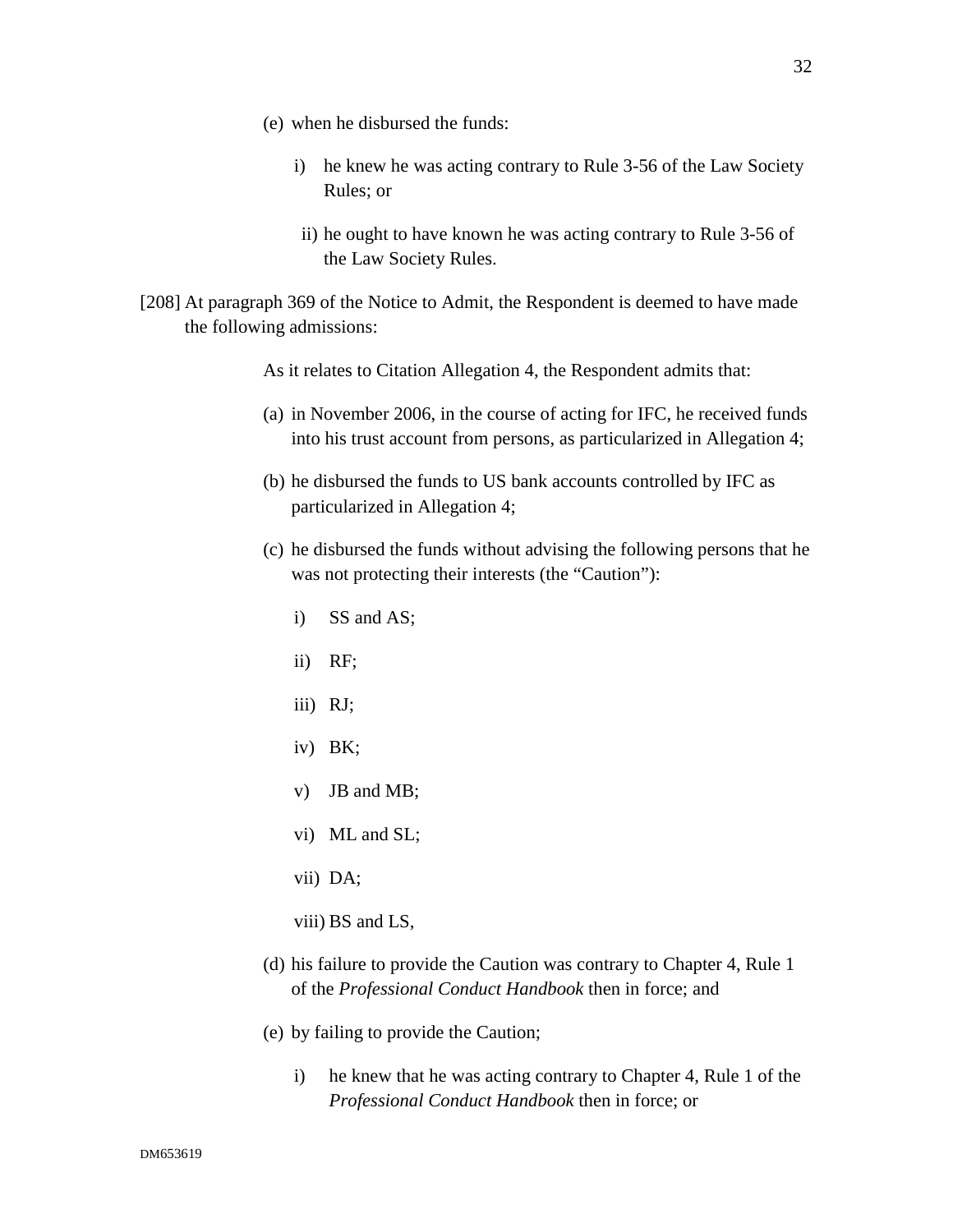(e) when he disbursed the funds:

  i) he knew he was acting contrary to Rule 3-56 of the Law Society Rules; or

  ii) he ought to have known he was acting contrary to Rule 3-56 of the Law Society Rules.

[208] At paragraph 369 of the Notice to Admit, the Respondent is deemed to have made the following admissions:

> As it relates to Citation Allegation 4, the Respondent admits that:
>
> (a) in November 2006, in the course of acting for IFC, he received funds into his trust account from persons, as particularized in Allegation 4;
>
> (b) he disbursed the funds to US bank accounts controlled by IFC as particularized in Allegation 4;
>
> (c) he disbursed the funds without advising the following persons that he was not protecting their interests (the "Caution"):
>
>   i) SS and AS;
>
>   ii) RF;
>
>   iii) RJ;
>
>   iv) BK;
>
>   v) JB and MB;
>
>   vi) ML and SL;
>
>   vii) DA;
>
>   viii) BS and LS,
>
> (d) his failure to provide the Caution was contrary to Chapter 4, Rule 1 of the *Professional Conduct Handbook* then in force; and
>
> (e) by failing to provide the Caution;
>
>   i) he knew that he was acting contrary to Chapter 4, Rule 1 of the *Professional Conduct Handbook* then in force; or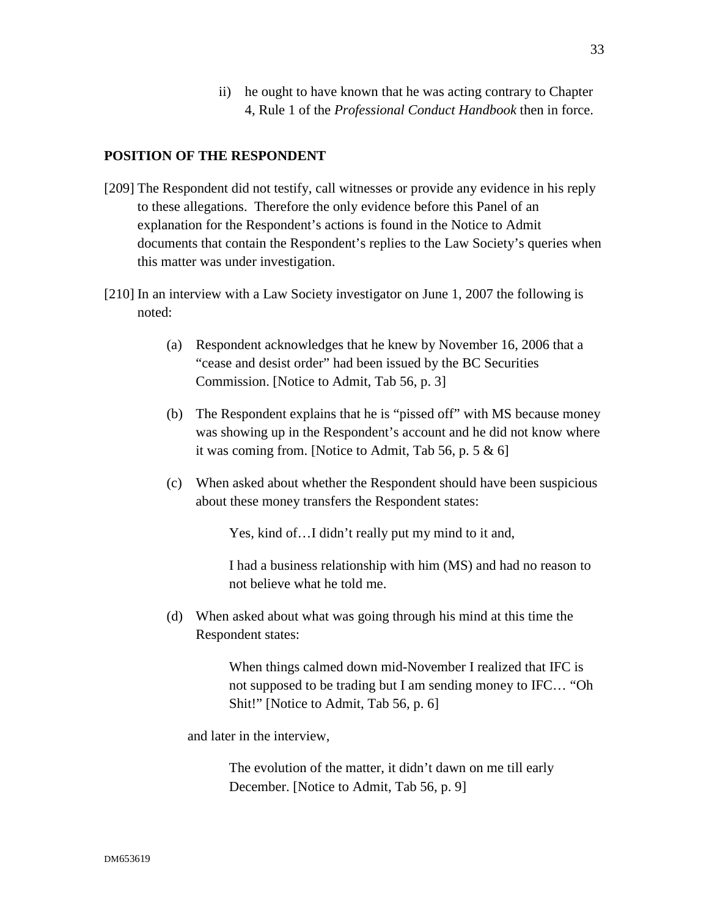ii) he ought to have known that he was acting contrary to Chapter 4, Rule 1 of the *Professional Conduct Handbook* then in force.

## POSITION OF THE RESPONDENT

[209] The Respondent did not testify, call witnesses or provide any evidence in his reply to these allegations. Therefore the only evidence before this Panel of an explanation for the Respondent's actions is found in the Notice to Admit documents that contain the Respondent's replies to the Law Society's queries when this matter was under investigation.

[210] In an interview with a Law Society investigator on June 1, 2007 the following is noted:

(a) Respondent acknowledges that he knew by November 16, 2006 that a "cease and desist order" had been issued by the BC Securities Commission. [Notice to Admit, Tab 56, p. 3]

(b) The Respondent explains that he is "pissed off" with MS because money was showing up in the Respondent's account and he did not know where it was coming from. [Notice to Admit, Tab 56, p. 5 & 6]

(c) When asked about whether the Respondent should have been suspicious about these money transfers the Respondent states:

> Yes, kind of…I didn't really put my mind to it and,
>
> I had a business relationship with him (MS) and had no reason to not believe what he told me.

(d) When asked about what was going through his mind at this time the Respondent states:

> When things calmed down mid-November I realized that IFC is not supposed to be trading but I am sending money to IFC… "Oh Shit!" [Notice to Admit, Tab 56, p. 6]

and later in the interview,

> The evolution of the matter, it didn't dawn on me till early December. [Notice to Admit, Tab 56, p. 9]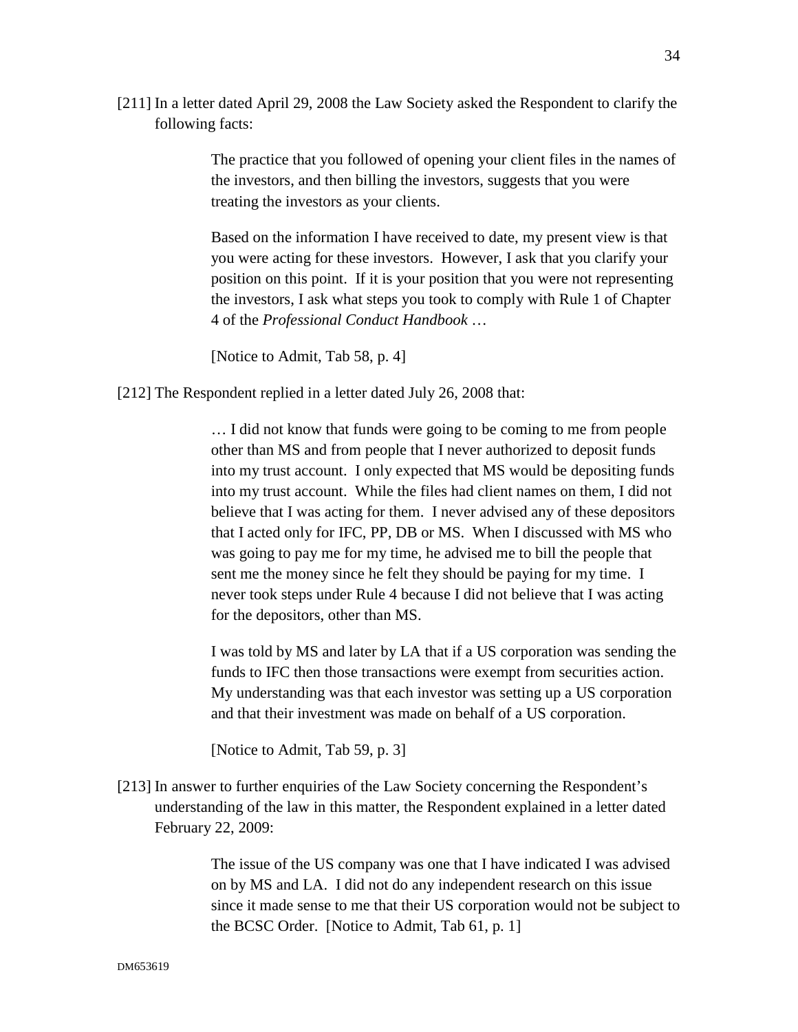[211] In a letter dated April 29, 2008 the Law Society asked the Respondent to clarify the following facts:

> The practice that you followed of opening your client files in the names of the investors, and then billing the investors, suggests that you were treating the investors as your clients.
>
> Based on the information I have received to date, my present view is that you were acting for these investors. However, I ask that you clarify your position on this point. If it is your position that you were not representing the investors, I ask what steps you took to comply with Rule 1 of Chapter 4 of the *Professional Conduct Handbook* …
>
> [Notice to Admit, Tab 58, p. 4]

[212] The Respondent replied in a letter dated July 26, 2008 that:

> … I did not know that funds were going to be coming to me from people other than MS and from people that I never authorized to deposit funds into my trust account. I only expected that MS would be depositing funds into my trust account. While the files had client names on them, I did not believe that I was acting for them. I never advised any of these depositors that I acted only for IFC, PP, DB or MS. When I discussed with MS who was going to pay me for my time, he advised me to bill the people that sent me the money since he felt they should be paying for my time. I never took steps under Rule 4 because I did not believe that I was acting for the depositors, other than MS.
>
> I was told by MS and later by LA that if a US corporation was sending the funds to IFC then those transactions were exempt from securities action. My understanding was that each investor was setting up a US corporation and that their investment was made on behalf of a US corporation.
>
> [Notice to Admit, Tab 59, p. 3]

[213] In answer to further enquiries of the Law Society concerning the Respondent's understanding of the law in this matter, the Respondent explained in a letter dated February 22, 2009:

> The issue of the US company was one that I have indicated I was advised on by MS and LA. I did not do any independent research on this issue since it made sense to me that their US corporation would not be subject to the BCSC Order. [Notice to Admit, Tab 61, p. 1]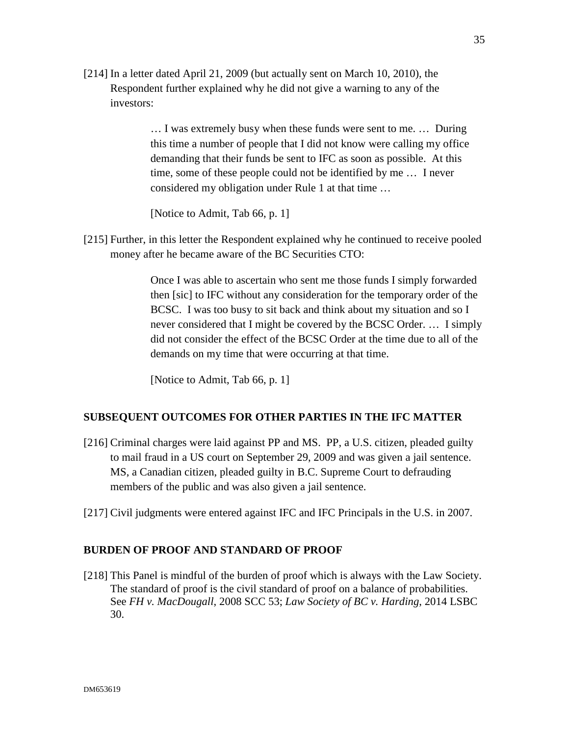[214] In a letter dated April 21, 2009 (but actually sent on March 10, 2010), the Respondent further explained why he did not give a warning to any of the investors:

> … I was extremely busy when these funds were sent to me. … During this time a number of people that I did not know were calling my office demanding that their funds be sent to IFC as soon as possible. At this time, some of these people could not be identified by me … I never considered my obligation under Rule 1 at that time …
>
> [Notice to Admit, Tab 66, p. 1]

[215] Further, in this letter the Respondent explained why he continued to receive pooled money after he became aware of the BC Securities CTO:

> Once I was able to ascertain who sent me those funds I simply forwarded then [sic] to IFC without any consideration for the temporary order of the BCSC. I was too busy to sit back and think about my situation and so I never considered that I might be covered by the BCSC Order. … I simply did not consider the effect of the BCSC Order at the time due to all of the demands on my time that were occurring at that time.
>
> [Notice to Admit, Tab 66, p. 1]

## SUBSEQUENT OUTCOMES FOR OTHER PARTIES IN THE IFC MATTER

[216] Criminal charges were laid against PP and MS. PP, a U.S. citizen, pleaded guilty to mail fraud in a US court on September 29, 2009 and was given a jail sentence. MS, a Canadian citizen, pleaded guilty in B.C. Supreme Court to defrauding members of the public and was also given a jail sentence.

[217] Civil judgments were entered against IFC and IFC Principals in the U.S. in 2007.

## BURDEN OF PROOF AND STANDARD OF PROOF

[218] This Panel is mindful of the burden of proof which is always with the Law Society. The standard of proof is the civil standard of proof on a balance of probabilities. See *FH v. MacDougall*, 2008 SCC 53; *Law Society of BC v. Harding*, 2014 LSBC 30.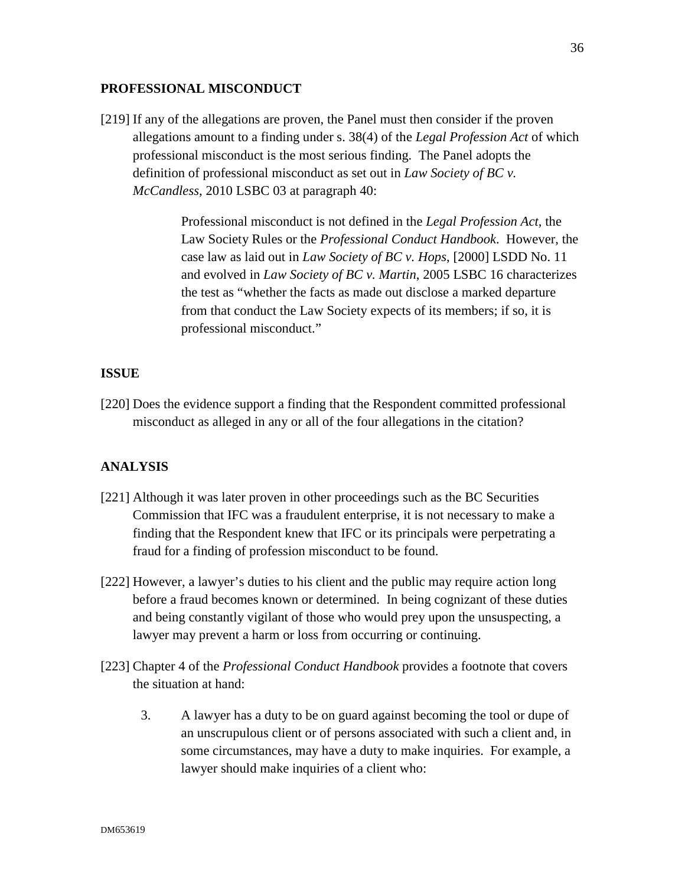## PROFESSIONAL MISCONDUCT

[219] If any of the allegations are proven, the Panel must then consider if the proven allegations amount to a finding under s. 38(4) of the *Legal Profession Act* of which professional misconduct is the most serious finding. The Panel adopts the definition of professional misconduct as set out in *Law Society of BC v. McCandless*, 2010 LSBC 03 at paragraph 40:

> Professional misconduct is not defined in the *Legal Profession Act*, the Law Society Rules or the *Professional Conduct Handbook*. However, the case law as laid out in *Law Society of BC v. Hops*, [2000] LSDD No. 11 and evolved in *Law Society of BC v. Martin*, 2005 LSBC 16 characterizes the test as "whether the facts as made out disclose a marked departure from that conduct the Law Society expects of its members; if so, it is professional misconduct."

## ISSUE

[220] Does the evidence support a finding that the Respondent committed professional misconduct as alleged in any or all of the four allegations in the citation?

## ANALYSIS

[221] Although it was later proven in other proceedings such as the BC Securities Commission that IFC was a fraudulent enterprise, it is not necessary to make a finding that the Respondent knew that IFC or its principals were perpetrating a fraud for a finding of profession misconduct to be found.

[222] However, a lawyer's duties to his client and the public may require action long before a fraud becomes known or determined. In being cognizant of these duties and being constantly vigilant of those who would prey upon the unsuspecting, a lawyer may prevent a harm or loss from occurring or continuing.

[223] Chapter 4 of the *Professional Conduct Handbook* provides a footnote that covers the situation at hand:

> 3. A lawyer has a duty to be on guard against becoming the tool or dupe of an unscrupulous client or of persons associated with such a client and, in some circumstances, may have a duty to make inquiries. For example, a lawyer should make inquiries of a client who: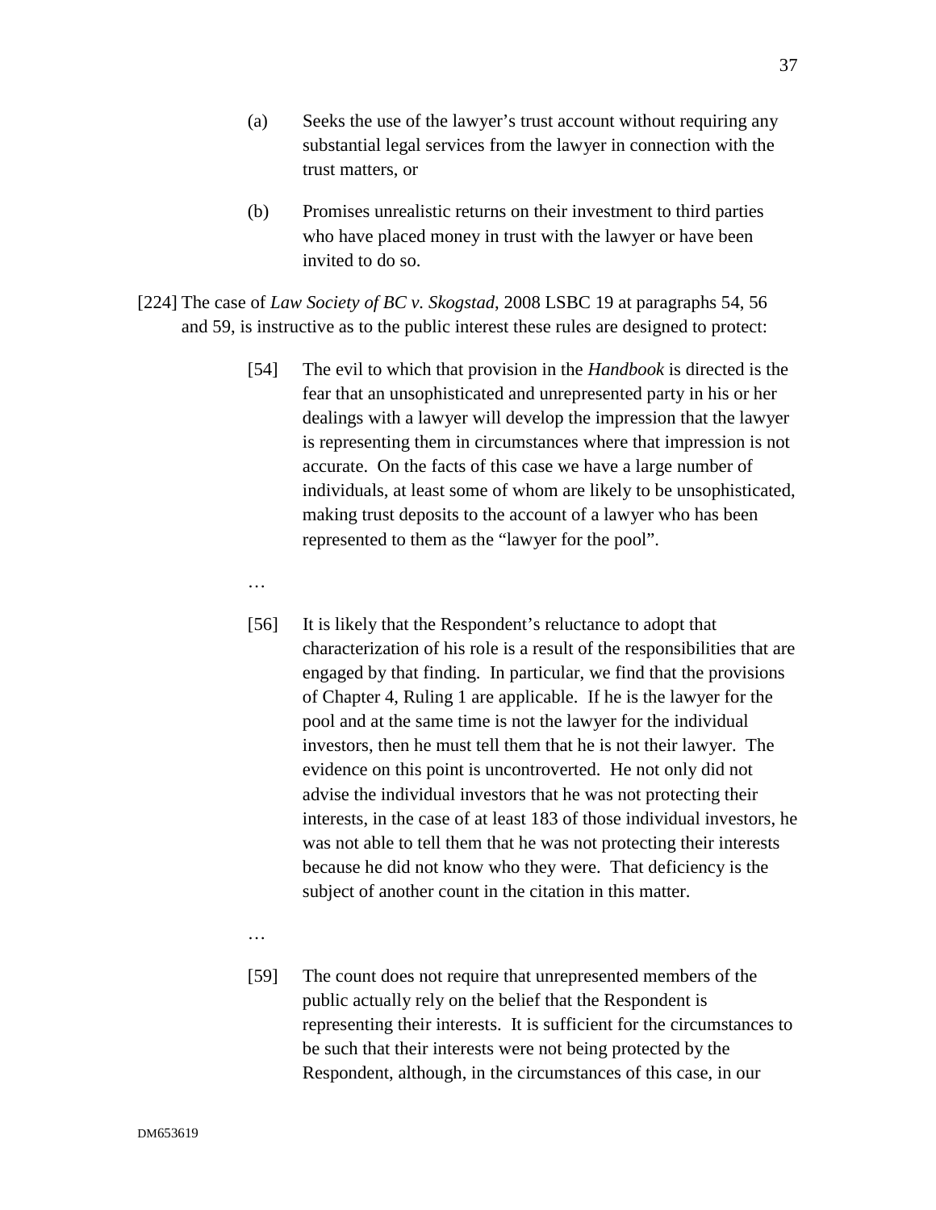(a) Seeks the use of the lawyer's trust account without requiring any substantial legal services from the lawyer in connection with the trust matters, or

(b) Promises unrealistic returns on their investment to third parties who have placed money in trust with the lawyer or have been invited to do so.

[224] The case of *Law Society of BC v. Skogstad*, 2008 LSBC 19 at paragraphs 54, 56 and 59, is instructive as to the public interest these rules are designed to protect:

> [54] The evil to which that provision in the *Handbook* is directed is the fear that an unsophisticated and unrepresented party in his or her dealings with a lawyer will develop the impression that the lawyer is representing them in circumstances where that impression is not accurate. On the facts of this case we have a large number of individuals, at least some of whom are likely to be unsophisticated, making trust deposits to the account of a lawyer who has been represented to them as the "lawyer for the pool".
>
> …
>
> [56] It is likely that the Respondent's reluctance to adopt that characterization of his role is a result of the responsibilities that are engaged by that finding. In particular, we find that the provisions of Chapter 4, Ruling 1 are applicable. If he is the lawyer for the pool and at the same time is not the lawyer for the individual investors, then he must tell them that he is not their lawyer. The evidence on this point is uncontroverted. He not only did not advise the individual investors that he was not protecting their interests, in the case of at least 183 of those individual investors, he was not able to tell them that he was not protecting their interests because he did not know who they were. That deficiency is the subject of another count in the citation in this matter.
>
> …
>
> [59] The count does not require that unrepresented members of the public actually rely on the belief that the Respondent is representing their interests. It is sufficient for the circumstances to be such that their interests were not being protected by the Respondent, although, in the circumstances of this case, in our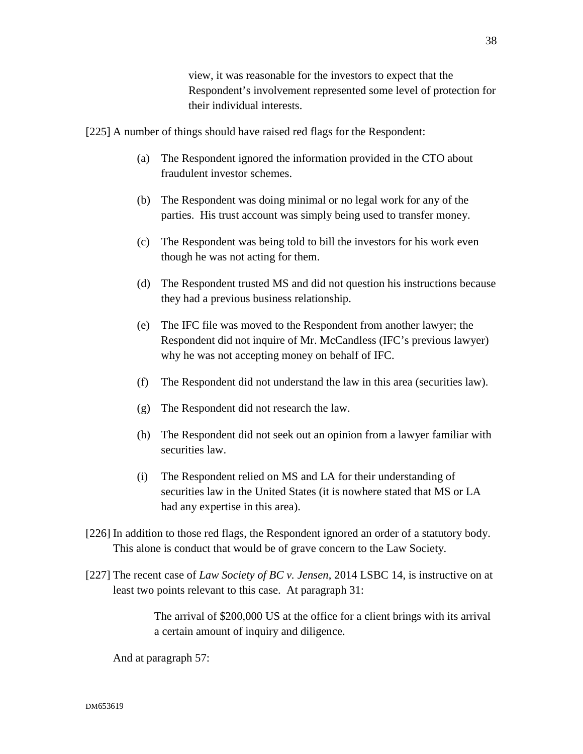> view, it was reasonable for the investors to expect that the Respondent's involvement represented some level of protection for their individual interests.

[225] A number of things should have raised red flags for the Respondent:

(a) The Respondent ignored the information provided in the CTO about fraudulent investor schemes.

(b) The Respondent was doing minimal or no legal work for any of the parties. His trust account was simply being used to transfer money.

(c) The Respondent was being told to bill the investors for his work even though he was not acting for them.

(d) The Respondent trusted MS and did not question his instructions because they had a previous business relationship.

(e) The IFC file was moved to the Respondent from another lawyer; the Respondent did not inquire of Mr. McCandless (IFC's previous lawyer) why he was not accepting money on behalf of IFC.

(f) The Respondent did not understand the law in this area (securities law).

(g) The Respondent did not research the law.

(h) The Respondent did not seek out an opinion from a lawyer familiar with securities law.

(i) The Respondent relied on MS and LA for their understanding of securities law in the United States (it is nowhere stated that MS or LA had any expertise in this area).

[226] In addition to those red flags, the Respondent ignored an order of a statutory body. This alone is conduct that would be of grave concern to the Law Society.

[227] The recent case of *Law Society of BC v. Jensen*, 2014 LSBC 14, is instructive on at least two points relevant to this case. At paragraph 31:

> The arrival of $200,000 US at the office for a client brings with its arrival a certain amount of inquiry and diligence.

And at paragraph 57: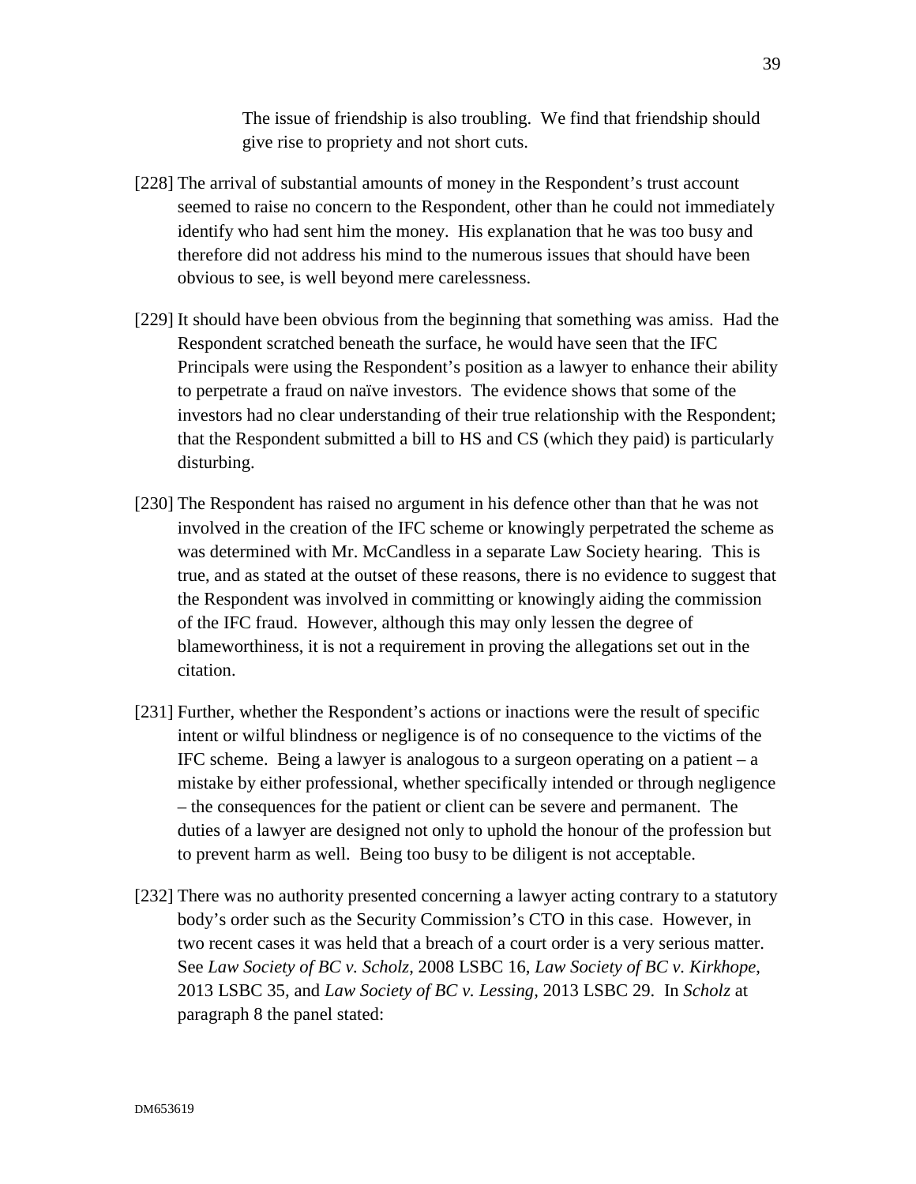> The issue of friendship is also troubling. We find that friendship should give rise to propriety and not short cuts.

[228] The arrival of substantial amounts of money in the Respondent's trust account seemed to raise no concern to the Respondent, other than he could not immediately identify who had sent him the money. His explanation that he was too busy and therefore did not address his mind to the numerous issues that should have been obvious to see, is well beyond mere carelessness.

[229] It should have been obvious from the beginning that something was amiss. Had the Respondent scratched beneath the surface, he would have seen that the IFC Principals were using the Respondent's position as a lawyer to enhance their ability to perpetrate a fraud on naïve investors. The evidence shows that some of the investors had no clear understanding of their true relationship with the Respondent; that the Respondent submitted a bill to HS and CS (which they paid) is particularly disturbing.

[230] The Respondent has raised no argument in his defence other than that he was not involved in the creation of the IFC scheme or knowingly perpetrated the scheme as was determined with Mr. McCandless in a separate Law Society hearing. This is true, and as stated at the outset of these reasons, there is no evidence to suggest that the Respondent was involved in committing or knowingly aiding the commission of the IFC fraud. However, although this may only lessen the degree of blameworthiness, it is not a requirement in proving the allegations set out in the citation.

[231] Further, whether the Respondent's actions or inactions were the result of specific intent or wilful blindness or negligence is of no consequence to the victims of the IFC scheme. Being a lawyer is analogous to a surgeon operating on a patient – a mistake by either professional, whether specifically intended or through negligence – the consequences for the patient or client can be severe and permanent. The duties of a lawyer are designed not only to uphold the honour of the profession but to prevent harm as well. Being too busy to be diligent is not acceptable.

[232] There was no authority presented concerning a lawyer acting contrary to a statutory body's order such as the Security Commission's CTO in this case. However, in two recent cases it was held that a breach of a court order is a very serious matter. See *Law Society of BC v. Scholz*, 2008 LSBC 16, *Law Society of BC v. Kirkhope*, 2013 LSBC 35, and *Law Society of BC v. Lessing*, 2013 LSBC 29. In *Scholz* at paragraph 8 the panel stated: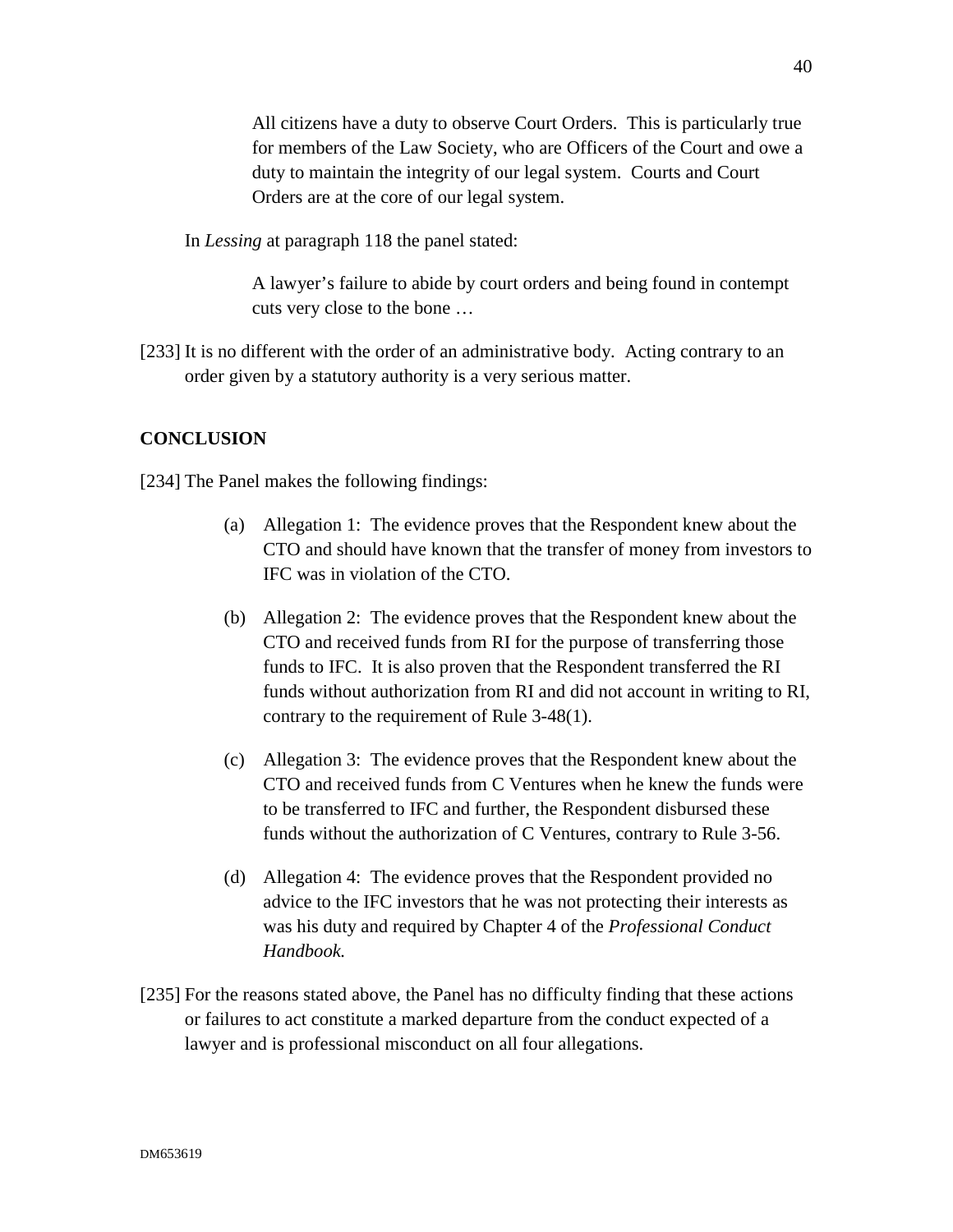> All citizens have a duty to observe Court Orders. This is particularly true for members of the Law Society, who are Officers of the Court and owe a duty to maintain the integrity of our legal system. Courts and Court Orders are at the core of our legal system.

In *Lessing* at paragraph 118 the panel stated:

> A lawyer's failure to abide by court orders and being found in contempt cuts very close to the bone …

[233] It is no different with the order of an administrative body. Acting contrary to an order given by a statutory authority is a very serious matter.

**CONCLUSION**

[234] The Panel makes the following findings:

(a) Allegation 1: The evidence proves that the Respondent knew about the CTO and should have known that the transfer of money from investors to IFC was in violation of the CTO.

(b) Allegation 2: The evidence proves that the Respondent knew about the CTO and received funds from RI for the purpose of transferring those funds to IFC. It is also proven that the Respondent transferred the RI funds without authorization from RI and did not account in writing to RI, contrary to the requirement of Rule 3-48(1).

(c) Allegation 3: The evidence proves that the Respondent knew about the CTO and received funds from C Ventures when he knew the funds were to be transferred to IFC and further, the Respondent disbursed these funds without the authorization of C Ventures, contrary to Rule 3-56.

(d) Allegation 4: The evidence proves that the Respondent provided no advice to the IFC investors that he was not protecting their interests as was his duty and required by Chapter 4 of the *Professional Conduct Handbook.*

[235] For the reasons stated above, the Panel has no difficulty finding that these actions or failures to act constitute a marked departure from the conduct expected of a lawyer and is professional misconduct on all four allegations.